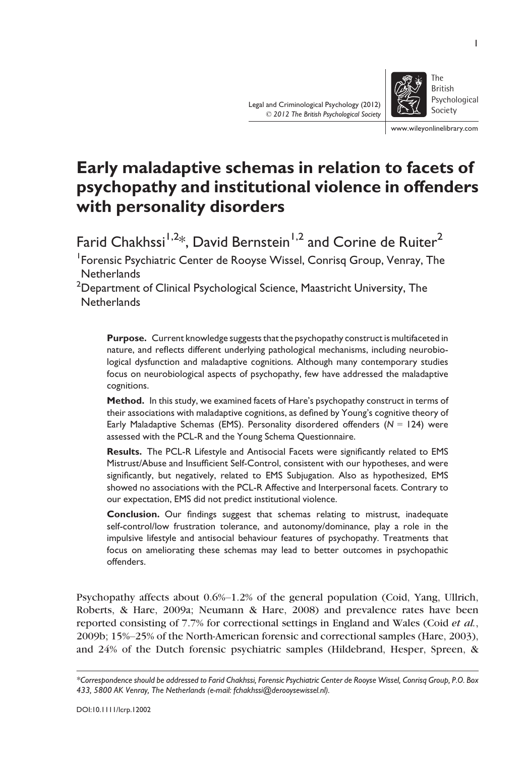# Early maladaptive schemas in relation to facets of psychopathy and institutional violence in offenders with personality disorders

Farid Chakhssi[1,2]*, David Bernstein[1,2] and Corine de Ruiter[2]

[1]Forensic Psychiatric Center de Rooyse Wissel, Conrisq Group, Venray, The Netherlands

[2]Department of Clinical Psychological Science, Maastricht University, The Netherlands

**Purpose.** Current knowledge suggests that the psychopathy construct is multifaceted in nature, and reflects different underlying pathological mechanisms, including neurobiological dysfunction and maladaptive cognitions. Although many contemporary studies focus on neurobiological aspects of psychopathy, few have addressed the maladaptive cognitions.

**Method.** In this study, we examined facets of Hare's psychopathy construct in terms of their associations with maladaptive cognitions, as defined by Young's cognitive theory of Early Maladaptive Schemas (EMS). Personality disordered offenders ($N = 124$) were assessed with the PCL-R and the Young Schema Questionnaire.

**Results.** The PCL-R Lifestyle and Antisocial Facets were significantly related to EMS Mistrust/Abuse and Insufficient Self-Control, consistent with our hypotheses, and were significantly, but negatively, related to EMS Subjugation. Also as hypothesized, EMS showed no associations with the PCL-R Affective and Interpersonal facets. Contrary to our expectation, EMS did not predict institutional violence.

**Conclusion.** Our findings suggest that schemas relating to mistrust, inadequate self-control/low frustration tolerance, and autonomy/dominance, play a role in the impulsive lifestyle and antisocial behaviour features of psychopathy. Treatments that focus on ameliorating these schemas may lead to better outcomes in psychopathic offenders.

Psychopathy affects about 0.6%–1.2% of the general population (Coid, Yang, Ullrich, Roberts, & Hare, 2009a; Neumann & Hare, 2008) and prevalence rates have been reported consisting of 7.7% for correctional settings in England and Wales (Coid *et al.*, 2009b; 15%–25% of the North-American forensic and correctional samples (Hare, 2003), and 24% of the Dutch forensic psychiatric samples (Hildebrand, Hesper, Spreen, &

*Correspondence should be addressed to Farid Chakhssi, Forensic Psychiatric Center de Rooyse Wissel, Conrisq Group, P.O. Box 433, 5800 AK Venray, The Netherlands (e-mail: fchakhssi@derooysewissel.nl).*

DOI:10.1111/lcrp.12002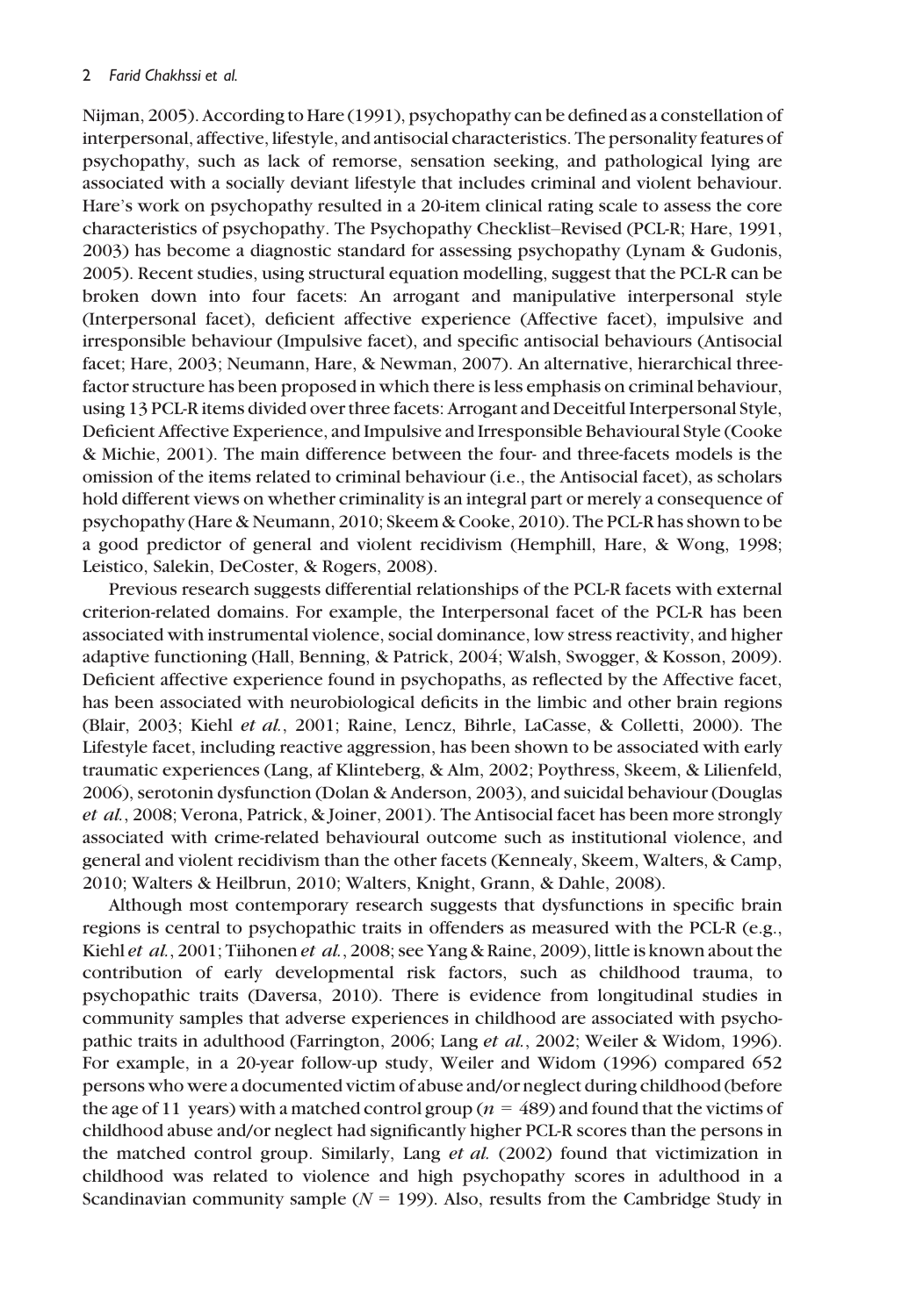Nijman, 2005). According to Hare (1991), psychopathy can be defined as a constellation of interpersonal, affective, lifestyle, and antisocial characteristics. The personality features of psychopathy, such as lack of remorse, sensation seeking, and pathological lying are associated with a socially deviant lifestyle that includes criminal and violent behaviour. Hare's work on psychopathy resulted in a 20-item clinical rating scale to assess the core characteristics of psychopathy. The Psychopathy Checklist–Revised (PCL-R; Hare, 1991, 2003) has become a diagnostic standard for assessing psychopathy (Lynam & Gudonis, 2005). Recent studies, using structural equation modelling, suggest that the PCL-R can be broken down into four facets: An arrogant and manipulative interpersonal style (Interpersonal facet), deficient affective experience (Affective facet), impulsive and irresponsible behaviour (Impulsive facet), and specific antisocial behaviours (Antisocial facet; Hare, 2003; Neumann, Hare, & Newman, 2007). An alternative, hierarchical three-factor structure has been proposed in which there is less emphasis on criminal behaviour, using 13 PCL-R items divided over three facets: Arrogant and Deceitful Interpersonal Style, Deficient Affective Experience, and Impulsive and Irresponsible Behavioural Style (Cooke & Michie, 2001). The main difference between the four- and three-facets models is the omission of the items related to criminal behaviour (i.e., the Antisocial facet), as scholars hold different views on whether criminality is an integral part or merely a consequence of psychopathy (Hare & Neumann, 2010; Skeem & Cooke, 2010). The PCL-R has shown to be a good predictor of general and violent recidivism (Hemphill, Hare, & Wong, 1998; Leistico, Salekin, DeCoster, & Rogers, 2008).

Previous research suggests differential relationships of the PCL-R facets with external criterion-related domains. For example, the Interpersonal facet of the PCL-R has been associated with instrumental violence, social dominance, low stress reactivity, and higher adaptive functioning (Hall, Benning, & Patrick, 2004; Walsh, Swogger, & Kosson, 2009). Deficient affective experience found in psychopaths, as reflected by the Affective facet, has been associated with neurobiological deficits in the limbic and other brain regions (Blair, 2003; Kiehl *et al.*, 2001; Raine, Lencz, Bihrle, LaCasse, & Colletti, 2000). The Lifestyle facet, including reactive aggression, has been shown to be associated with early traumatic experiences (Lang, af Klinteberg, & Alm, 2002; Poythress, Skeem, & Lilienfeld, 2006), serotonin dysfunction (Dolan & Anderson, 2003), and suicidal behaviour (Douglas *et al.*, 2008; Verona, Patrick, & Joiner, 2001). The Antisocial facet has been more strongly associated with crime-related behavioural outcome such as institutional violence, and general and violent recidivism than the other facets (Kennealy, Skeem, Walters, & Camp, 2010; Walters & Heilbrun, 2010; Walters, Knight, Grann, & Dahle, 2008).

Although most contemporary research suggests that dysfunctions in specific brain regions is central to psychopathic traits in offenders as measured with the PCL-R (e.g., Kiehl *et al.*, 2001; Tiihonen *et al.*, 2008; see Yang & Raine, 2009), little is known about the contribution of early developmental risk factors, such as childhood trauma, to psychopathic traits (Daversa, 2010). There is evidence from longitudinal studies in community samples that adverse experiences in childhood are associated with psychopathic traits in adulthood (Farrington, 2006; Lang *et al.*, 2002; Weiler & Widom, 1996). For example, in a 20-year follow-up study, Weiler and Widom (1996) compared 652 persons who were a documented victim of abuse and/or neglect during childhood (before the age of 11 years) with a matched control group ($n = 489$) and found that the victims of childhood abuse and/or neglect had significantly higher PCL-R scores than the persons in the matched control group. Similarly, Lang *et al.* (2002) found that victimization in childhood was related to violence and high psychopathy scores in adulthood in a Scandinavian community sample ($N = 199$). Also, results from the Cambridge Study in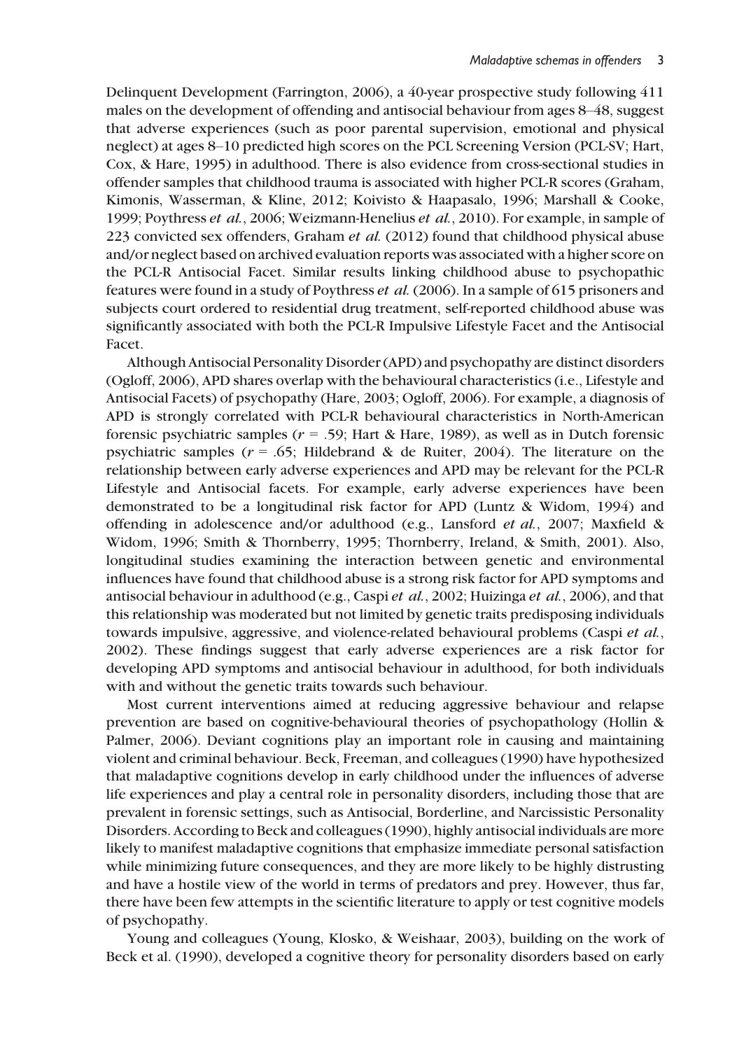Delinquent Development (Farrington, 2006), a 40-year prospective study following 411 males on the development of offending and antisocial behaviour from ages 8–48, suggest that adverse experiences (such as poor parental supervision, emotional and physical neglect) at ages 8–10 predicted high scores on the PCL Screening Version (PCL-SV; Hart, Cox, & Hare, 1995) in adulthood. There is also evidence from cross-sectional studies in offender samples that childhood trauma is associated with higher PCL-R scores (Graham, Kimonis, Wasserman, & Kline, 2012; Koivisto & Haapasalo, 1996; Marshall & Cooke, 1999; Poythress *et al.*, 2006; Weizmann-Henelius *et al.*, 2010). For example, in sample of 223 convicted sex offenders, Graham *et al.* (2012) found that childhood physical abuse and/or neglect based on archived evaluation reports was associated with a higher score on the PCL-R Antisocial Facet. Similar results linking childhood abuse to psychopathic features were found in a study of Poythress *et al.* (2006). In a sample of 615 prisoners and subjects court ordered to residential drug treatment, self-reported childhood abuse was significantly associated with both the PCL-R Impulsive Lifestyle Facet and the Antisocial Facet.

Although Antisocial Personality Disorder (APD) and psychopathy are distinct disorders (Ogloff, 2006), APD shares overlap with the behavioural characteristics (i.e., Lifestyle and Antisocial Facets) of psychopathy (Hare, 2003; Ogloff, 2006). For example, a diagnosis of APD is strongly correlated with PCL-R behavioural characteristics in North-American forensic psychiatric samples ($r$ = .59; Hart & Hare, 1989), as well as in Dutch forensic psychiatric samples ($r$ = .65; Hildebrand & de Ruiter, 2004). The literature on the relationship between early adverse experiences and APD may be relevant for the PCL-R Lifestyle and Antisocial facets. For example, early adverse experiences have been demonstrated to be a longitudinal risk factor for APD (Luntz & Widom, 1994) and offending in adolescence and/or adulthood (e.g., Lansford *et al.*, 2007; Maxfield & Widom, 1996; Smith & Thornberry, 1995; Thornberry, Ireland, & Smith, 2001). Also, longitudinal studies examining the interaction between genetic and environmental influences have found that childhood abuse is a strong risk factor for APD symptoms and antisocial behaviour in adulthood (e.g., Caspi *et al.*, 2002; Huizinga *et al.*, 2006), and that this relationship was moderated but not limited by genetic traits predisposing individuals towards impulsive, aggressive, and violence-related behavioural problems (Caspi *et al.*, 2002). These findings suggest that early adverse experiences are a risk factor for developing APD symptoms and antisocial behaviour in adulthood, for both individuals with and without the genetic traits towards such behaviour.

Most current interventions aimed at reducing aggressive behaviour and relapse prevention are based on cognitive-behavioural theories of psychopathology (Hollin & Palmer, 2006). Deviant cognitions play an important role in causing and maintaining violent and criminal behaviour. Beck, Freeman, and colleagues (1990) have hypothesized that maladaptive cognitions develop in early childhood under the influences of adverse life experiences and play a central role in personality disorders, including those that are prevalent in forensic settings, such as Antisocial, Borderline, and Narcissistic Personality Disorders. According to Beck and colleagues (1990), highly antisocial individuals are more likely to manifest maladaptive cognitions that emphasize immediate personal satisfaction while minimizing future consequences, and they are more likely to be highly distrusting and have a hostile view of the world in terms of predators and prey. However, thus far, there have been few attempts in the scientific literature to apply or test cognitive models of psychopathy.

Young and colleagues (Young, Klosko, & Weishaar, 2003), building on the work of Beck et al. (1990), developed a cognitive theory for personality disorders based on early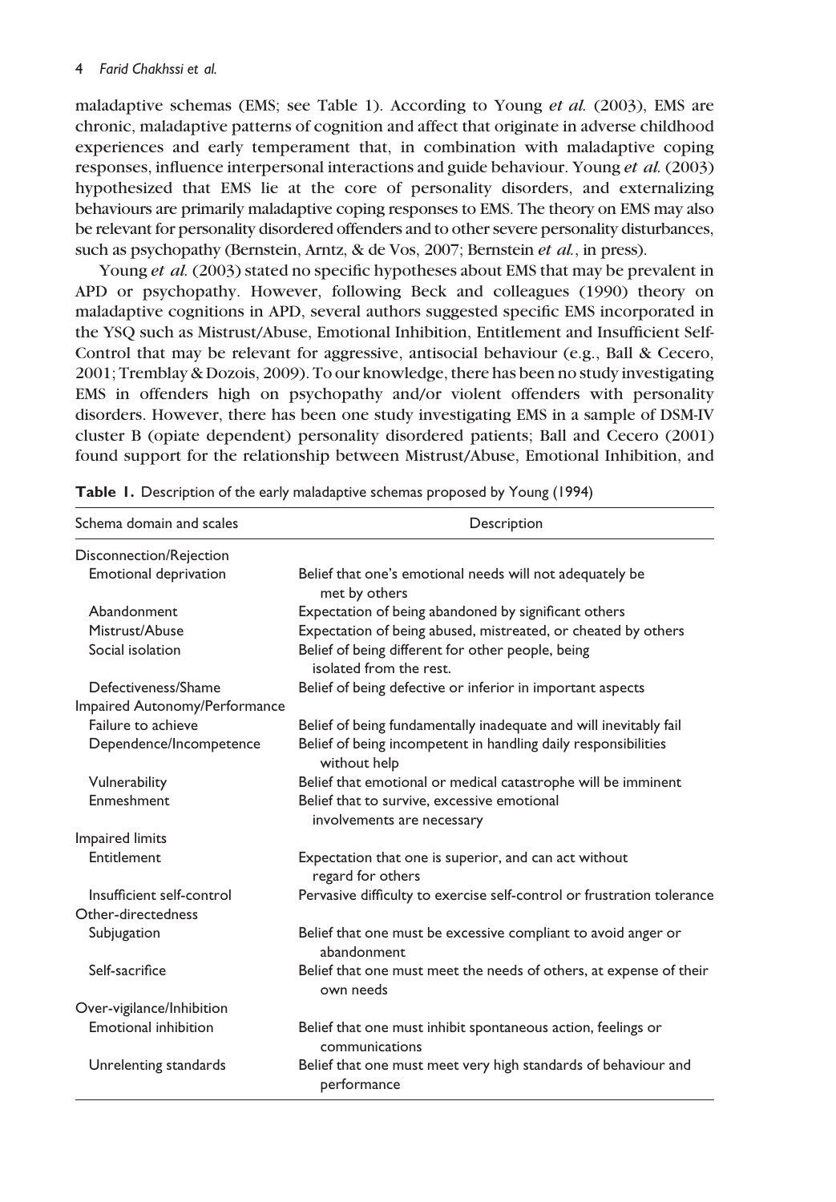maladaptive schemas (EMS; see Table 1). According to Young *et al.* (2003), EMS are chronic, maladaptive patterns of cognition and affect that originate in adverse childhood experiences and early temperament that, in combination with maladaptive coping responses, influence interpersonal interactions and guide behaviour. Young *et al.* (2003) hypothesized that EMS lie at the core of personality disorders, and externalizing behaviours are primarily maladaptive coping responses to EMS. The theory on EMS may also be relevant for personality disordered offenders and to other severe personality disturbances, such as psychopathy (Bernstein, Arntz, & de Vos, 2007; Bernstein *et al.*, in press).

Young *et al.* (2003) stated no specific hypotheses about EMS that may be prevalent in APD or psychopathy. However, following Beck and colleagues (1990) theory on maladaptive cognitions in APD, several authors suggested specific EMS incorporated in the YSQ such as Mistrust/Abuse, Emotional Inhibition, Entitlement and Insufficient Self-Control that may be relevant for aggressive, antisocial behaviour (e.g., Ball & Cecero, 2001; Tremblay & Dozois, 2009). To our knowledge, there has been no study investigating EMS in offenders high on psychopathy and/or violent offenders with personality disorders. However, there has been one study investigating EMS in a sample of DSM-IV cluster B (opiate dependent) personality disordered patients; Ball and Cecero (2001) found support for the relationship between Mistrust/Abuse, Emotional Inhibition, and

**Table 1.** Description of the early maladaptive schemas proposed by Young (1994)

| Schema domain and scales | Description |
|---|---|
| Disconnection/Rejection | |
| Emotional deprivation | Belief that one's emotional needs will not adequately be met by others |
| Abandonment | Expectation of being abandoned by significant others |
| Mistrust/Abuse | Expectation of being abused, mistreated, or cheated by others |
| Social isolation | Belief of being different for other people, being isolated from the rest. |
| Defectiveness/Shame | Belief of being defective or inferior in important aspects |
| Impaired Autonomy/Performance | |
| Failure to achieve | Belief of being fundamentally inadequate and will inevitably fail |
| Dependence/Incompetence | Belief of being incompetent in handling daily responsibilities without help |
| Vulnerability | Belief that emotional or medical catastrophe will be imminent |
| Enmeshment | Belief that to survive, excessive emotional involvements are necessary |
| Impaired limits | |
| Entitlement | Expectation that one is superior, and can act without regard for others |
| Insufficient self-control | Pervasive difficulty to exercise self-control or frustration tolerance |
| Other-directedness | |
| Subjugation | Belief that one must be excessive compliant to avoid anger or abandonment |
| Self-sacrifice | Belief that one must meet the needs of others, at expense of their own needs |
| Over-vigilance/Inhibition | |
| Emotional inhibition | Belief that one must inhibit spontaneous action, feelings or communications |
| Unrelenting standards | Belief that one must meet very high standards of behaviour and performance |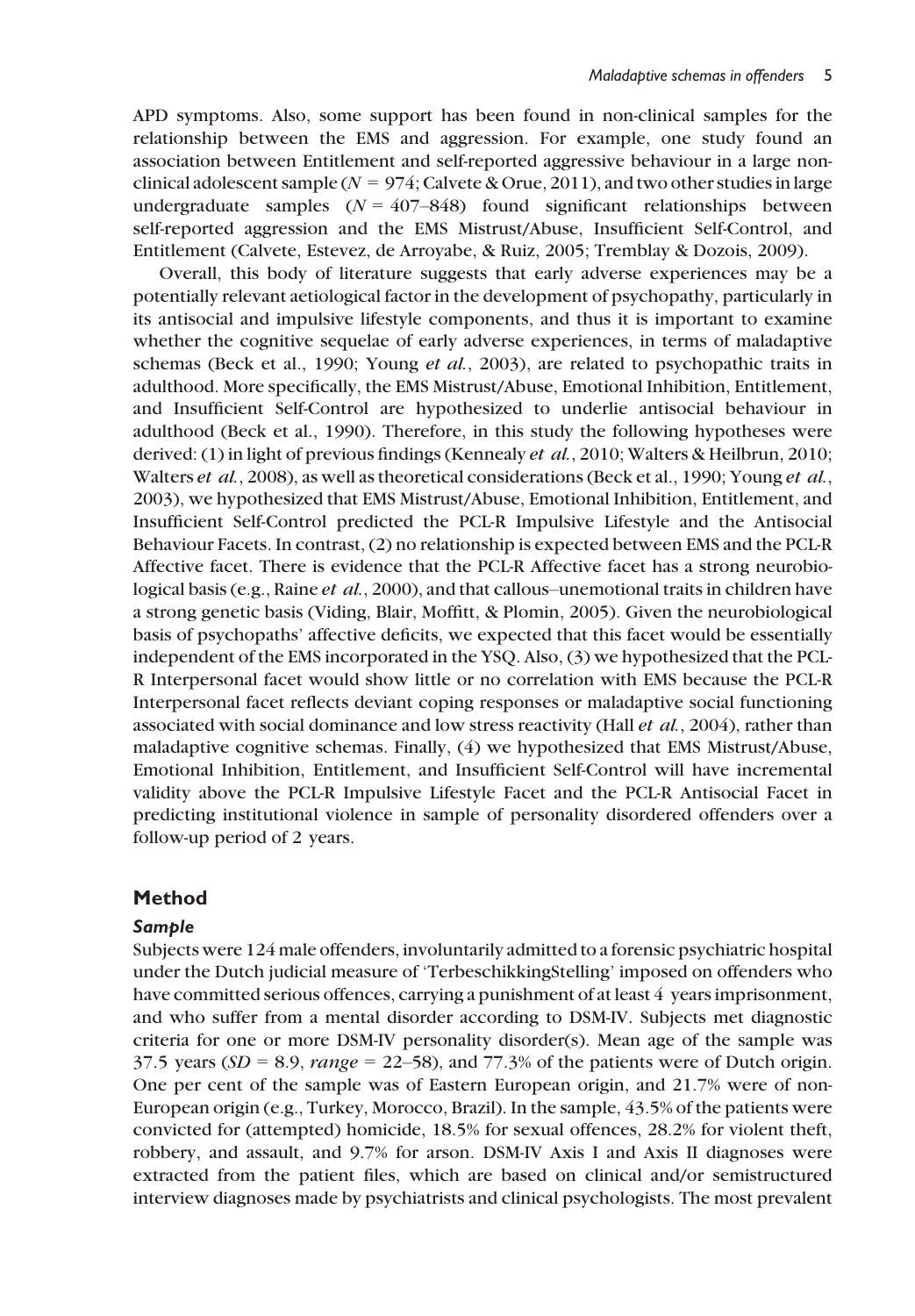APD symptoms. Also, some support has been found in non-clinical samples for the relationship between the EMS and aggression. For example, one study found an association between Entitlement and self-reported aggressive behaviour in a large non-clinical adolescent sample ($N$ = 974; Calvete & Orue, 2011), and two other studies in large undergraduate samples ($N$ = 407–848) found significant relationships between self-reported aggression and the EMS Mistrust/Abuse, Insufficient Self-Control, and Entitlement (Calvete, Estevez, de Arroyabe, & Ruiz, 2005; Tremblay & Dozois, 2009).

Overall, this body of literature suggests that early adverse experiences may be a potentially relevant aetiological factor in the development of psychopathy, particularly in its antisocial and impulsive lifestyle components, and thus it is important to examine whether the cognitive sequelae of early adverse experiences, in terms of maladaptive schemas (Beck et al., 1990; Young *et al.*, 2003), are related to psychopathic traits in adulthood. More specifically, the EMS Mistrust/Abuse, Emotional Inhibition, Entitlement, and Insufficient Self-Control are hypothesized to underlie antisocial behaviour in adulthood (Beck et al., 1990). Therefore, in this study the following hypotheses were derived: (1) in light of previous findings (Kennealy *et al.*, 2010; Walters & Heilbrun, 2010; Walters *et al.*, 2008), as well as theoretical considerations (Beck et al., 1990; Young *et al.*, 2003), we hypothesized that EMS Mistrust/Abuse, Emotional Inhibition, Entitlement, and Insufficient Self-Control predicted the PCL-R Impulsive Lifestyle and the Antisocial Behaviour Facets. In contrast, (2) no relationship is expected between EMS and the PCL-R Affective facet. There is evidence that the PCL-R Affective facet has a strong neurobiological basis (e.g., Raine *et al.*, 2000), and that callous–unemotional traits in children have a strong genetic basis (Viding, Blair, Moffitt, & Plomin, 2005). Given the neurobiological basis of psychopaths' affective deficits, we expected that this facet would be essentially independent of the EMS incorporated in the YSQ. Also, (3) we hypothesized that the PCL-R Interpersonal facet would show little or no correlation with EMS because the PCL-R Interpersonal facet reflects deviant coping responses or maladaptive social functioning associated with social dominance and low stress reactivity (Hall *et al.*, 2004), rather than maladaptive cognitive schemas. Finally, (4) we hypothesized that EMS Mistrust/Abuse, Emotional Inhibition, Entitlement, and Insufficient Self-Control will have incremental validity above the PCL-R Impulsive Lifestyle Facet and the PCL-R Antisocial Facet in predicting institutional violence in sample of personality disordered offenders over a follow-up period of 2 years.

## Method

### *Sample*

Subjects were 124 male offenders, involuntarily admitted to a forensic psychiatric hospital under the Dutch judicial measure of 'TerbeschikkingStelling' imposed on offenders who have committed serious offences, carrying a punishment of at least 4 years imprisonment, and who suffer from a mental disorder according to DSM-IV. Subjects met diagnostic criteria for one or more DSM-IV personality disorder(s). Mean age of the sample was 37.5 years ($SD$ = 8.9, *range* = 22–58), and 77.3% of the patients were of Dutch origin. One per cent of the sample was of Eastern European origin, and 21.7% were of non-European origin (e.g., Turkey, Morocco, Brazil). In the sample, 43.5% of the patients were convicted for (attempted) homicide, 18.5% for sexual offences, 28.2% for violent theft, robbery, and assault, and 9.7% for arson. DSM-IV Axis I and Axis II diagnoses were extracted from the patient files, which are based on clinical and/or semistructured interview diagnoses made by psychiatrists and clinical psychologists. The most prevalent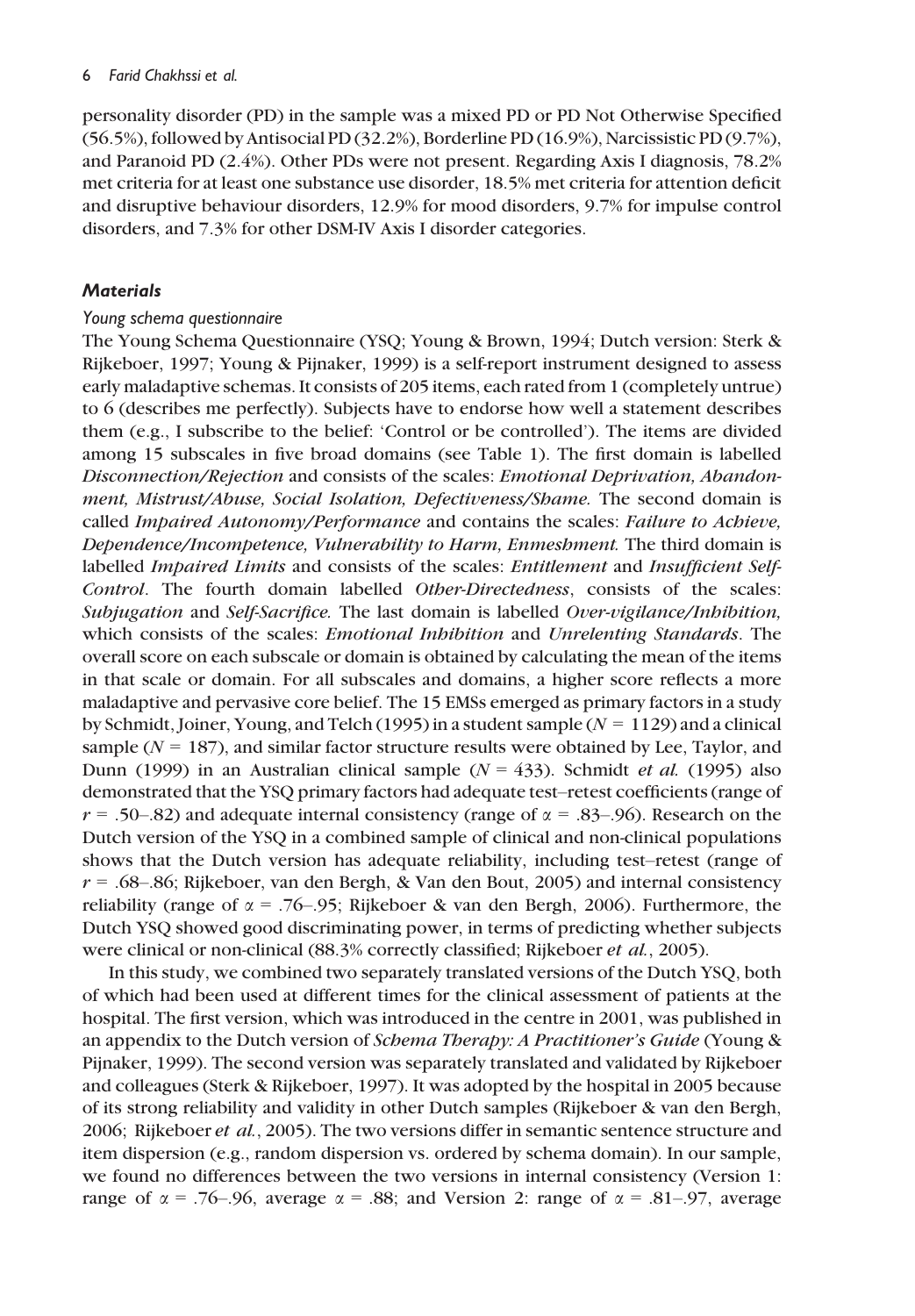personality disorder (PD) in the sample was a mixed PD or PD Not Otherwise Specified (56.5%), followed by Antisocial PD (32.2%), Borderline PD (16.9%), Narcissistic PD (9.7%), and Paranoid PD (2.4%). Other PDs were not present. Regarding Axis I diagnosis, 78.2% met criteria for at least one substance use disorder, 18.5% met criteria for attention deficit and disruptive behaviour disorders, 12.9% for mood disorders, 9.7% for impulse control disorders, and 7.3% for other DSM-IV Axis I disorder categories.

### *Materials*

#### *Young schema questionnaire*

The Young Schema Questionnaire (YSQ; Young & Brown, 1994; Dutch version: Sterk & Rijkeboer, 1997; Young & Pijnaker, 1999) is a self-report instrument designed to assess early maladaptive schemas. It consists of 205 items, each rated from 1 (completely untrue) to 6 (describes me perfectly). Subjects have to endorse how well a statement describes them (e.g., I subscribe to the belief: 'Control or be controlled'). The items are divided among 15 subscales in five broad domains (see Table 1). The first domain is labelled *Disconnection/Rejection* and consists of the scales: *Emotional Deprivation, Abandonment, Mistrust/Abuse, Social Isolation, Defectiveness/Shame.* The second domain is called *Impaired Autonomy/Performance* and contains the scales: *Failure to Achieve, Dependence/Incompetence, Vulnerability to Harm, Enmeshment.* The third domain is labelled *Impaired Limits* and consists of the scales: *Entitlement* and *Insufficient Self-Control*. The fourth domain labelled *Other-Directedness*, consists of the scales: *Subjugation* and *Self-Sacrifice.* The last domain is labelled *Over-vigilance/Inhibition,* which consists of the scales: *Emotional Inhibition* and *Unrelenting Standards*. The overall score on each subscale or domain is obtained by calculating the mean of the items in that scale or domain. For all subscales and domains, a higher score reflects a more maladaptive and pervasive core belief. The 15 EMSs emerged as primary factors in a study by Schmidt, Joiner, Young, and Telch (1995) in a student sample ($N$ = 1129) and a clinical sample ($N$ = 187), and similar factor structure results were obtained by Lee, Taylor, and Dunn (1999) in an Australian clinical sample ($N$ = 433). Schmidt *et al.* (1995) also demonstrated that the YSQ primary factors had adequate test–retest coefficients (range of $r$ = .50–.82) and adequate internal consistency (range of $\alpha$ = .83–.96). Research on the Dutch version of the YSQ in a combined sample of clinical and non-clinical populations shows that the Dutch version has adequate reliability, including test–retest (range of $r$ = .68–.86; Rijkeboer, van den Bergh, & Van den Bout, 2005) and internal consistency reliability (range of $\alpha$ = .76–.95; Rijkeboer & van den Bergh, 2006). Furthermore, the Dutch YSQ showed good discriminating power, in terms of predicting whether subjects were clinical or non-clinical (88.3% correctly classified; Rijkeboer *et al.*, 2005).

In this study, we combined two separately translated versions of the Dutch YSQ, both of which had been used at different times for the clinical assessment of patients at the hospital. The first version, which was introduced in the centre in 2001, was published in an appendix to the Dutch version of *Schema Therapy: A Practitioner's Guide* (Young & Pijnaker, 1999). The second version was separately translated and validated by Rijkeboer and colleagues (Sterk & Rijkeboer, 1997). It was adopted by the hospital in 2005 because of its strong reliability and validity in other Dutch samples (Rijkeboer & van den Bergh, 2006; Rijkeboer *et al.*, 2005). The two versions differ in semantic sentence structure and item dispersion (e.g., random dispersion vs. ordered by schema domain). In our sample, we found no differences between the two versions in internal consistency (Version 1: range of $\alpha$ = .76–.96, average $\alpha$ = .88; and Version 2: range of $\alpha$ = .81–.97, average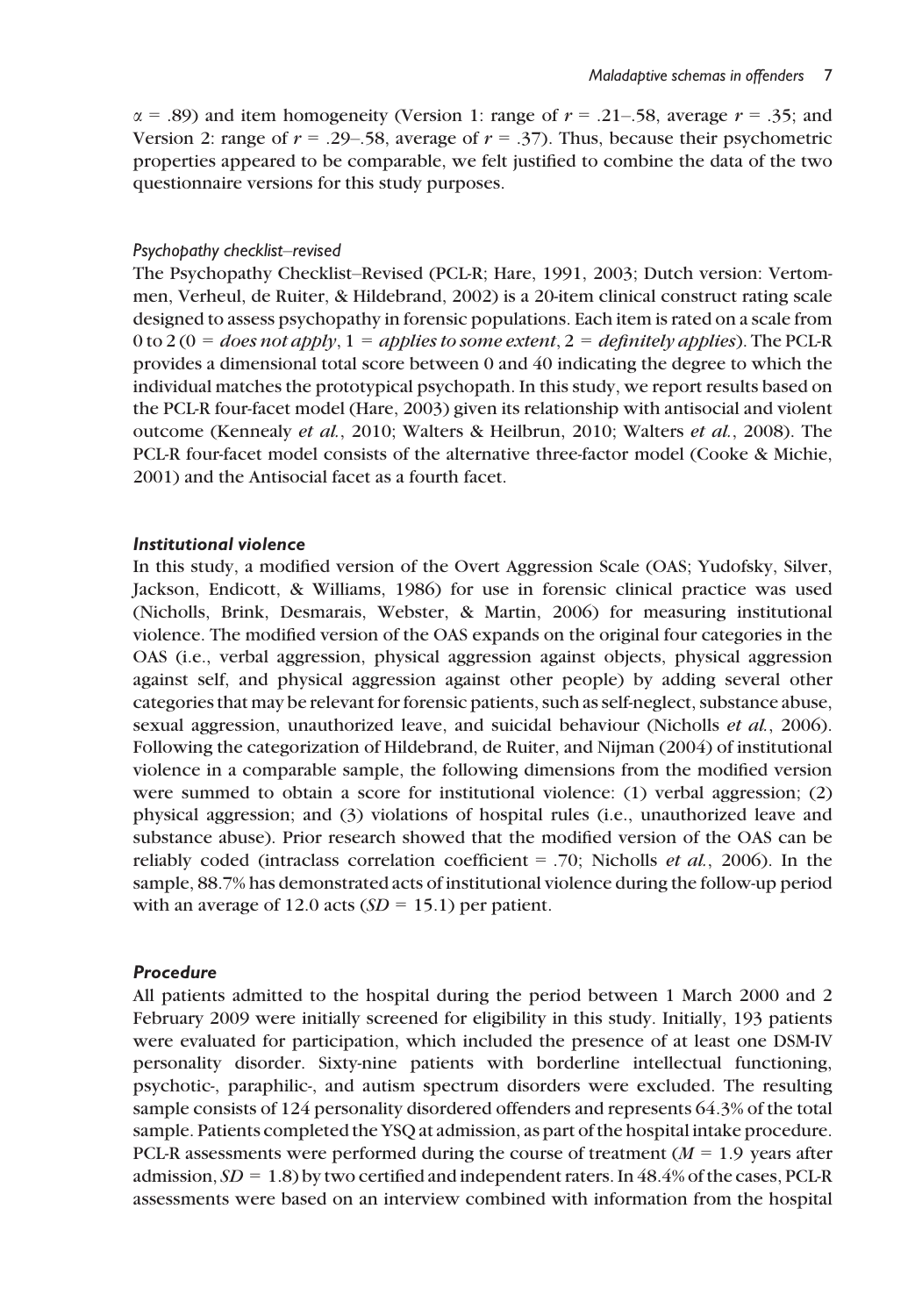$\alpha = .89$) and item homogeneity (Version 1: range of $r = .21$–$.58$, average $r = .35$; and Version 2: range of $r = .29$–$.58$, average of $r = .37$). Thus, because their psychometric properties appeared to be comparable, we felt justified to combine the data of the two questionnaire versions for this study purposes.

#### *Psychopathy checklist–revised*

The Psychopathy Checklist–Revised (PCL-R; Hare, 1991, 2003; Dutch version: Vertommen, Verheul, de Ruiter, & Hildebrand, 2002) is a 20-item clinical construct rating scale designed to assess psychopathy in forensic populations. Each item is rated on a scale from 0 to 2 (0 = *does not apply*, 1 = *applies to some extent*, 2 = *definitely applies*). The PCL-R provides a dimensional total score between 0 and 40 indicating the degree to which the individual matches the prototypical psychopath. In this study, we report results based on the PCL-R four-facet model (Hare, 2003) given its relationship with antisocial and violent outcome (Kennealy *et al.*, 2010; Walters & Heilbrun, 2010; Walters *et al.*, 2008). The PCL-R four-facet model consists of the alternative three-factor model (Cooke & Michie, 2001) and the Antisocial facet as a fourth facet.

### *Institutional violence*

In this study, a modified version of the Overt Aggression Scale (OAS; Yudofsky, Silver, Jackson, Endicott, & Williams, 1986) for use in forensic clinical practice was used (Nicholls, Brink, Desmarais, Webster, & Martin, 2006) for measuring institutional violence. The modified version of the OAS expands on the original four categories in the OAS (i.e., verbal aggression, physical aggression against objects, physical aggression against self, and physical aggression against other people) by adding several other categories that may be relevant for forensic patients, such as self-neglect, substance abuse, sexual aggression, unauthorized leave, and suicidal behaviour (Nicholls *et al.*, 2006). Following the categorization of Hildebrand, de Ruiter, and Nijman (2004) of institutional violence in a comparable sample, the following dimensions from the modified version were summed to obtain a score for institutional violence: (1) verbal aggression; (2) physical aggression; and (3) violations of hospital rules (i.e., unauthorized leave and substance abuse). Prior research showed that the modified version of the OAS can be reliably coded (intraclass correlation coefficient = .70; Nicholls *et al.*, 2006). In the sample, 88.7% has demonstrated acts of institutional violence during the follow-up period with an average of 12.0 acts ($SD = 15.1$) per patient.

### *Procedure*

All patients admitted to the hospital during the period between 1 March 2000 and 2 February 2009 were initially screened for eligibility in this study. Initially, 193 patients were evaluated for participation, which included the presence of at least one DSM-IV personality disorder. Sixty-nine patients with borderline intellectual functioning, psychotic-, paraphilic-, and autism spectrum disorders were excluded. The resulting sample consists of 124 personality disordered offenders and represents 64.3% of the total sample. Patients completed the YSQ at admission, as part of the hospital intake procedure. PCL-R assessments were performed during the course of treatment ($M = 1.9$ years after admission, $SD = 1.8$) by two certified and independent raters. In 48.4% of the cases, PCL-R assessments were based on an interview combined with information from the hospital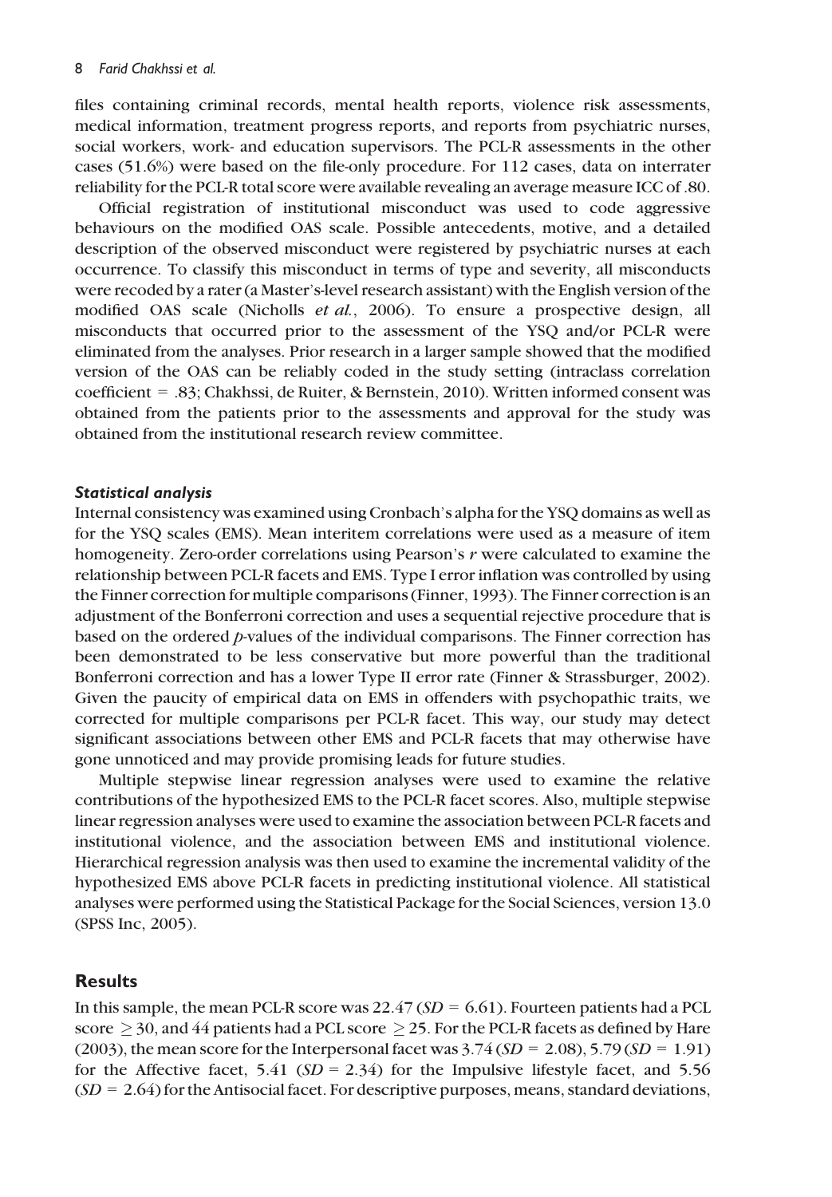files containing criminal records, mental health reports, violence risk assessments, medical information, treatment progress reports, and reports from psychiatric nurses, social workers, work- and education supervisors. The PCL-R assessments in the other cases (51.6%) were based on the file-only procedure. For 112 cases, data on interrater reliability for the PCL-R total score were available revealing an average measure ICC of .80.

Official registration of institutional misconduct was used to code aggressive behaviours on the modified OAS scale. Possible antecedents, motive, and a detailed description of the observed misconduct were registered by psychiatric nurses at each occurrence. To classify this misconduct in terms of type and severity, all misconducts were recoded by a rater (a Master's-level research assistant) with the English version of the modified OAS scale (Nicholls *et al.*, 2006). To ensure a prospective design, all misconducts that occurred prior to the assessment of the YSQ and/or PCL-R were eliminated from the analyses. Prior research in a larger sample showed that the modified version of the OAS can be reliably coded in the study setting (intraclass correlation coefficient = .83; Chakhssi, de Ruiter, & Bernstein, 2010). Written informed consent was obtained from the patients prior to the assessments and approval for the study was obtained from the institutional research review committee.

#### *Statistical analysis*

Internal consistency was examined using Cronbach's alpha for the YSQ domains as well as for the YSQ scales (EMS). Mean interitem correlations were used as a measure of item homogeneity. Zero-order correlations using Pearson's $r$ were calculated to examine the relationship between PCL-R facets and EMS. Type I error inflation was controlled by using the Finner correction for multiple comparisons (Finner, 1993). The Finner correction is an adjustment of the Bonferroni correction and uses a sequential rejective procedure that is based on the ordered $p$-values of the individual comparisons. The Finner correction has been demonstrated to be less conservative but more powerful than the traditional Bonferroni correction and has a lower Type II error rate (Finner & Strassburger, 2002). Given the paucity of empirical data on EMS in offenders with psychopathic traits, we corrected for multiple comparisons per PCL-R facet. This way, our study may detect significant associations between other EMS and PCL-R facets that may otherwise have gone unnoticed and may provide promising leads for future studies.

Multiple stepwise linear regression analyses were used to examine the relative contributions of the hypothesized EMS to the PCL-R facet scores. Also, multiple stepwise linear regression analyses were used to examine the association between PCL-R facets and institutional violence, and the association between EMS and institutional violence. Hierarchical regression analysis was then used to examine the incremental validity of the hypothesized EMS above PCL-R facets in predicting institutional violence. All statistical analyses were performed using the Statistical Package for the Social Sciences, version 13.0 (SPSS Inc, 2005).

## Results

In this sample, the mean PCL-R score was 22.47 ($SD$ = 6.61). Fourteen patients had a PCL score $\geq 30$, and 44 patients had a PCL score $\geq 25$. For the PCL-R facets as defined by Hare (2003), the mean score for the Interpersonal facet was 3.74 ($SD$ = 2.08), 5.79 ($SD$ = 1.91) for the Affective facet, 5.41 ($SD$ = 2.34) for the Impulsive lifestyle facet, and 5.56 ($SD$ = 2.64) for the Antisocial facet. For descriptive purposes, means, standard deviations,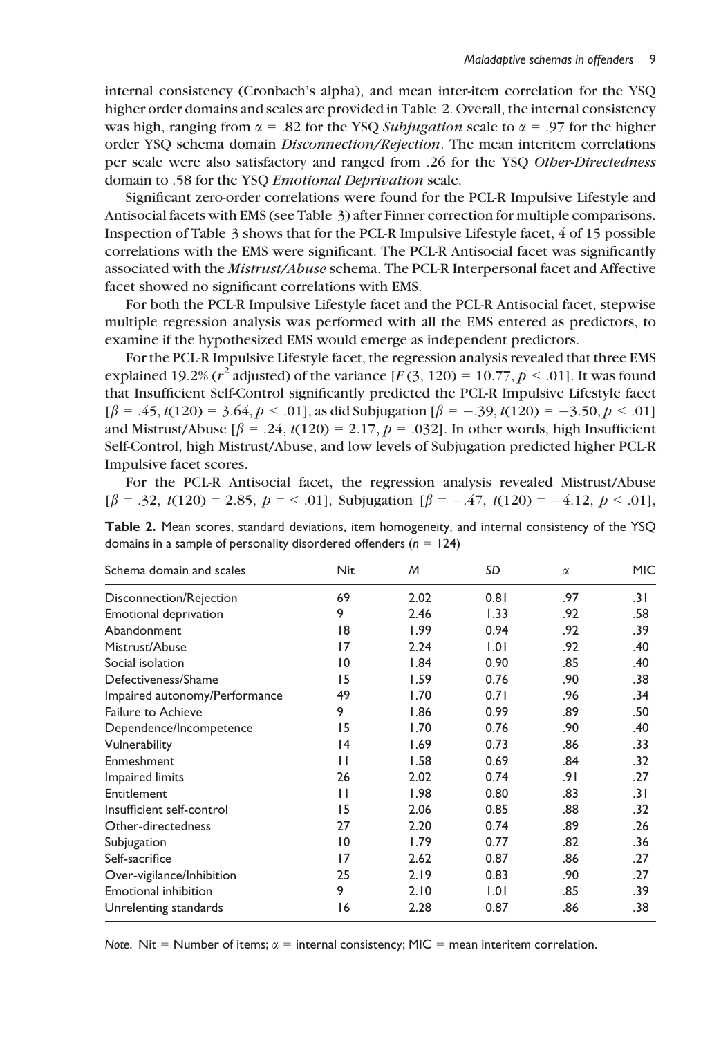internal consistency (Cronbach's alpha), and mean inter-item correlation for the YSQ higher order domains and scales are provided in Table 2. Overall, the internal consistency was high, ranging from $\alpha$ = .82 for the YSQ *Subjugation* scale to $\alpha$ = .97 for the higher order YSQ schema domain *Disconnection/Rejection*. The mean interitem correlations per scale were also satisfactory and ranged from .26 for the YSQ *Other-Directedness* domain to .58 for the YSQ *Emotional Deprivation* scale.

Significant zero-order correlations were found for the PCL-R Impulsive Lifestyle and Antisocial facets with EMS (see Table 3) after Finner correction for multiple comparisons. Inspection of Table 3 shows that for the PCL-R Impulsive Lifestyle facet, 4 of 15 possible correlations with the EMS were significant. The PCL-R Antisocial facet was significantly associated with the *Mistrust/Abuse* schema. The PCL-R Interpersonal facet and Affective facet showed no significant correlations with EMS.

For both the PCL-R Impulsive Lifestyle facet and the PCL-R Antisocial facet, stepwise multiple regression analysis was performed with all the EMS entered as predictors, to examine if the hypothesized EMS would emerge as independent predictors.

For the PCL-R Impulsive Lifestyle facet, the regression analysis revealed that three EMS explained 19.2% ($r^2$ adjusted) of the variance [$F(3, 120) = 10.77, p < .01$]. It was found that Insufficient Self-Control significantly predicted the PCL-R Impulsive Lifestyle facet [$\beta = .45, t(120) = 3.64, p < .01$], as did Subjugation [$\beta = -.39, t(120) = -3.50, p < .01$] and Mistrust/Abuse [$\beta = .24, t(120) = 2.17, p = .032$]. In other words, high Insufficient Self-Control, high Mistrust/Abuse, and low levels of Subjugation predicted higher PCL-R Impulsive facet scores.

For the PCL-R Antisocial facet, the regression analysis revealed Mistrust/Abuse [$\beta = .32, t(120) = 2.85, p = < .01$], Subjugation [$\beta = -.47, t(120) = -4.12, p < .01$],

**Table 2.** Mean scores, standard deviations, item homogeneity, and internal consistency of the YSQ domains in a sample of personality disordered offenders ($n = 124$)

| Schema domain and scales | Nit | *M* | *SD* | $\alpha$ | MIC |
|---|---|---|---|---|---|
| Disconnection/Rejection | 69 | 2.02 | 0.81 | .97 | .31 |
| Emotional deprivation | 9 | 2.46 | 1.33 | .92 | .58 |
| Abandonment | 18 | 1.99 | 0.94 | .92 | .39 |
| Mistrust/Abuse | 17 | 2.24 | 1.01 | .92 | .40 |
| Social isolation | 10 | 1.84 | 0.90 | .85 | .40 |
| Defectiveness/Shame | 15 | 1.59 | 0.76 | .90 | .38 |
| Impaired autonomy/Performance | 49 | 1.70 | 0.71 | .96 | .34 |
| Failure to Achieve | 9 | 1.86 | 0.99 | .89 | .50 |
| Dependence/Incompetence | 15 | 1.70 | 0.76 | .90 | .40 |
| Vulnerability | 14 | 1.69 | 0.73 | .86 | .33 |
| Enmeshment | 11 | 1.58 | 0.69 | .84 | .32 |
| Impaired limits | 26 | 2.02 | 0.74 | .91 | .27 |
| Entitlement | 11 | 1.98 | 0.80 | .83 | .31 |
| Insufficient self-control | 15 | 2.06 | 0.85 | .88 | .32 |
| Other-directedness | 27 | 2.20 | 0.74 | .89 | .26 |
| Subjugation | 10 | 1.79 | 0.77 | .82 | .36 |
| Self-sacrifice | 17 | 2.62 | 0.87 | .86 | .27 |
| Over-vigilance/Inhibition | 25 | 2.19 | 0.83 | .90 | .27 |
| Emotional inhibition | 9 | 2.10 | 1.01 | .85 | .39 |
| Unrelenting standards | 16 | 2.28 | 0.87 | .86 | .38 |

*Note.* Nit = Number of items; $\alpha$ = internal consistency; MIC = mean interitem correlation.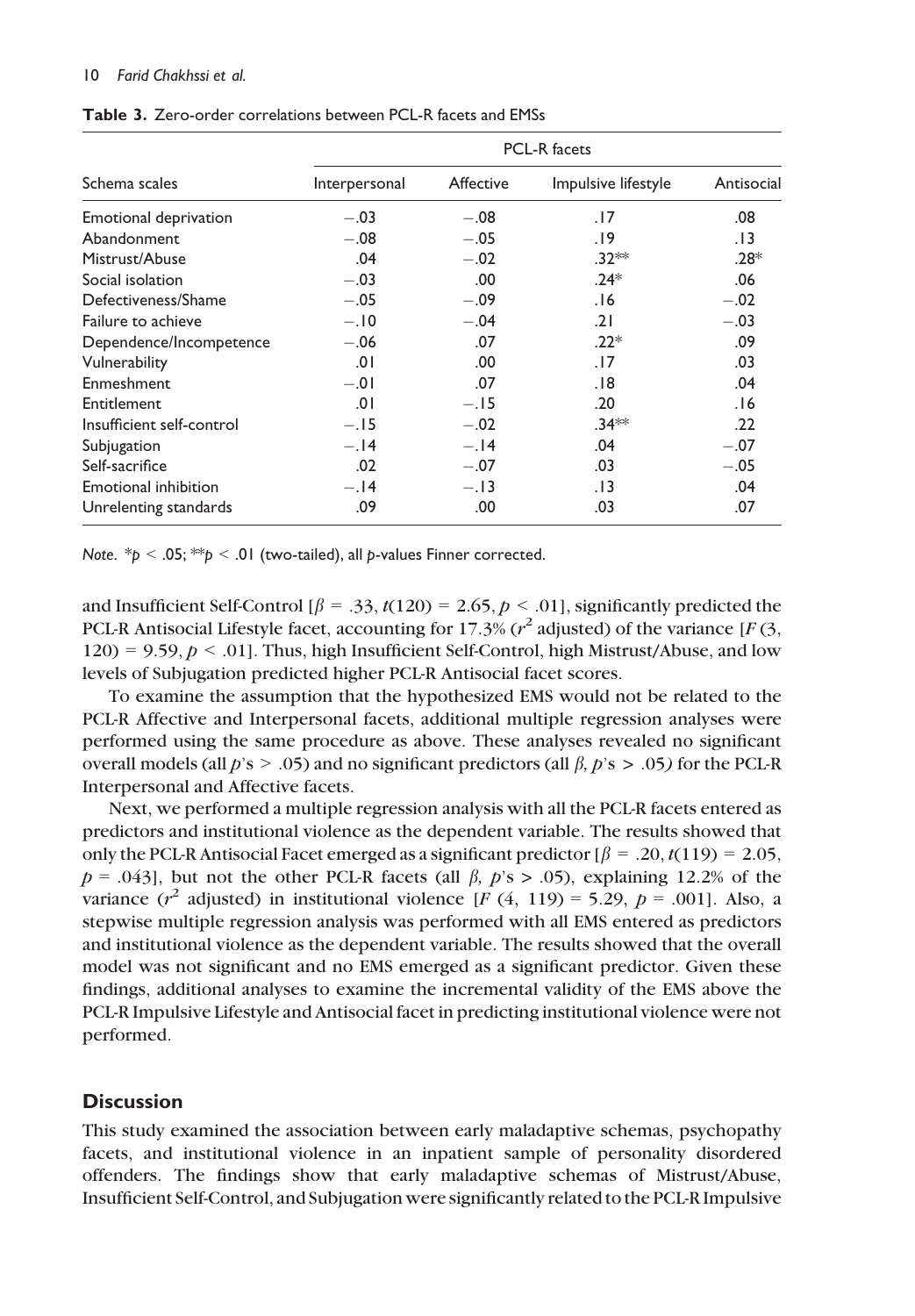**Table 3.** Zero-order correlations between PCL-R facets and EMSs

| Schema scales | PCL-R facets | | | |
|---|---|---|---|---|
| | Interpersonal | Affective | Impulsive lifestyle | Antisocial |
| Emotional deprivation | −.03 | −.08 | .17 | .08 |
| Abandonment | −.08 | −.05 | .19 | .13 |
| Mistrust/Abuse | .04 | −.02 | .32** | .28* |
| Social isolation | −.03 | .00 | .24* | .06 |
| Defectiveness/Shame | −.05 | −.09 | .16 | −.02 |
| Failure to achieve | −.10 | −.04 | .21 | −.03 |
| Dependence/Incompetence | −.06 | .07 | .22* | .09 |
| Vulnerability | .01 | .00 | .17 | .03 |
| Enmeshment | −.01 | .07 | .18 | .04 |
| Entitlement | .01 | −.15 | .20 | .16 |
| Insufficient self-control | −.15 | −.02 | .34** | .22 |
| Subjugation | −.14 | −.14 | .04 | −.07 |
| Self-sacrifice | .02 | −.07 | .03 | −.05 |
| Emotional inhibition | −.14 | −.13 | .13 | .04 |
| Unrelenting standards | .09 | .00 | .03 | .07 |

*Note*. *$p < .05$; **$p < .01$ (two-tailed), all $p$-values Finner corrected.

and Insufficient Self-Control [$\beta = .33$, $t(120) = 2.65$, $p < .01$], significantly predicted the PCL-R Antisocial Lifestyle facet, accounting for 17.3% ($r^2$ adjusted) of the variance [$F(3, 120) = 9.59$, $p < .01$]. Thus, high Insufficient Self-Control, high Mistrust/Abuse, and low levels of Subjugation predicted higher PCL-R Antisocial facet scores.

To examine the assumption that the hypothesized EMS would not be related to the PCL-R Affective and Interpersonal facets, additional multiple regression analyses were performed using the same procedure as above. These analyses revealed no significant overall models (all $p$'s > .05) and no significant predictors (all $\beta$, $p$'s > .05) for the PCL-R Interpersonal and Affective facets.

Next, we performed a multiple regression analysis with all the PCL-R facets entered as predictors and institutional violence as the dependent variable. The results showed that only the PCL-R Antisocial Facet emerged as a significant predictor [$\beta = .20$, $t(119) = 2.05$, $p = .043$], but not the other PCL-R facets (all $\beta$, $p$'s > .05), explaining 12.2% of the variance ($r^2$ adjusted) in institutional violence [$F(4, 119) = 5.29$, $p = .001$]. Also, a stepwise multiple regression analysis was performed with all EMS entered as predictors and institutional violence as the dependent variable. The results showed that the overall model was not significant and no EMS emerged as a significant predictor. Given these findings, additional analyses to examine the incremental validity of the EMS above the PCL-R Impulsive Lifestyle and Antisocial facet in predicting institutional violence were not performed.

## Discussion

This study examined the association between early maladaptive schemas, psychopathy facets, and institutional violence in an inpatient sample of personality disordered offenders. The findings show that early maladaptive schemas of Mistrust/Abuse, Insufficient Self-Control, and Subjugation were significantly related to the PCL-R Impulsive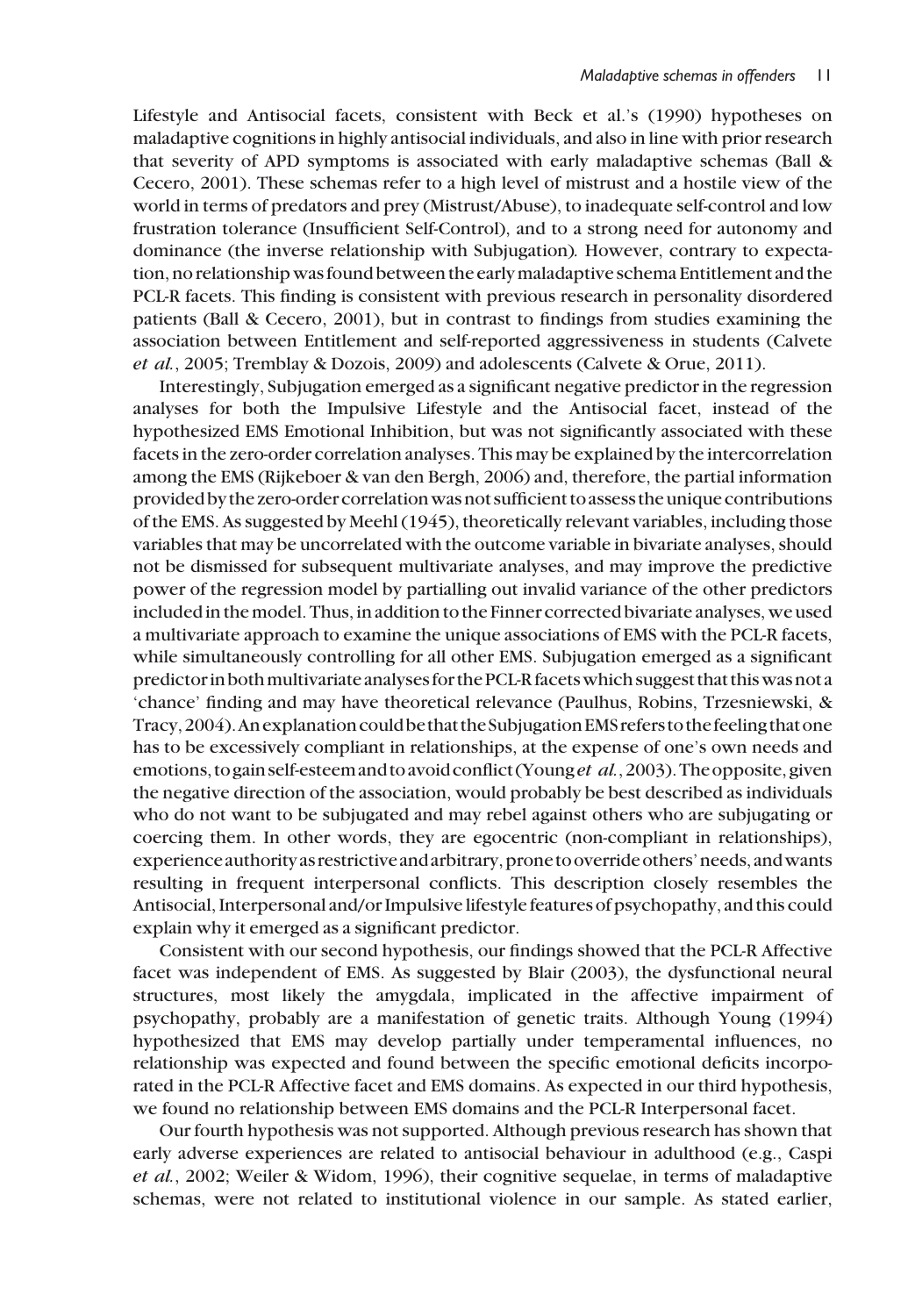Lifestyle and Antisocial facets, consistent with Beck et al.'s (1990) hypotheses on maladaptive cognitions in highly antisocial individuals, and also in line with prior research that severity of APD symptoms is associated with early maladaptive schemas (Ball & Cecero, 2001). These schemas refer to a high level of mistrust and a hostile view of the world in terms of predators and prey (Mistrust/Abuse), to inadequate self-control and low frustration tolerance (Insufficient Self-Control), and to a strong need for autonomy and dominance (the inverse relationship with Subjugation). However, contrary to expectation, no relationship was found between the early maladaptive schema Entitlement and the PCL-R facets. This finding is consistent with previous research in personality disordered patients (Ball & Cecero, 2001), but in contrast to findings from studies examining the association between Entitlement and self-reported aggressiveness in students (Calvete *et al.*, 2005; Tremblay & Dozois, 2009) and adolescents (Calvete & Orue, 2011).

Interestingly, Subjugation emerged as a significant negative predictor in the regression analyses for both the Impulsive Lifestyle and the Antisocial facet, instead of the hypothesized EMS Emotional Inhibition, but was not significantly associated with these facets in the zero-order correlation analyses. This may be explained by the intercorrelation among the EMS (Rijkeboer & van den Bergh, 2006) and, therefore, the partial information provided by the zero-order correlation was not sufficient to assess the unique contributions of the EMS. As suggested by Meehl (1945), theoretically relevant variables, including those variables that may be uncorrelated with the outcome variable in bivariate analyses, should not be dismissed for subsequent multivariate analyses, and may improve the predictive power of the regression model by partialling out invalid variance of the other predictors included in the model. Thus, in addition to the Finner corrected bivariate analyses, we used a multivariate approach to examine the unique associations of EMS with the PCL-R facets, while simultaneously controlling for all other EMS. Subjugation emerged as a significant predictor in both multivariate analyses for the PCL-R facets which suggest that this was not a 'chance' finding and may have theoretical relevance (Paulhus, Robins, Trzesniewski, & Tracy, 2004). An explanation could be that the Subjugation EMS refers to the feeling that one has to be excessively compliant in relationships, at the expense of one's own needs and emotions, to gain self-esteem and to avoid conflict (Young *et al.*, 2003). The opposite, given the negative direction of the association, would probably be best described as individuals who do not want to be subjugated and may rebel against others who are subjugating or coercing them. In other words, they are egocentric (non-compliant in relationships), experience authority as restrictive and arbitrary, prone to override others' needs, and wants resulting in frequent interpersonal conflicts. This description closely resembles the Antisocial, Interpersonal and/or Impulsive lifestyle features of psychopathy, and this could explain why it emerged as a significant predictor.

Consistent with our second hypothesis, our findings showed that the PCL-R Affective facet was independent of EMS. As suggested by Blair (2003), the dysfunctional neural structures, most likely the amygdala, implicated in the affective impairment of psychopathy, probably are a manifestation of genetic traits. Although Young (1994) hypothesized that EMS may develop partially under temperamental influences, no relationship was expected and found between the specific emotional deficits incorporated in the PCL-R Affective facet and EMS domains. As expected in our third hypothesis, we found no relationship between EMS domains and the PCL-R Interpersonal facet.

Our fourth hypothesis was not supported. Although previous research has shown that early adverse experiences are related to antisocial behaviour in adulthood (e.g., Caspi *et al.*, 2002; Weiler & Widom, 1996), their cognitive sequelae, in terms of maladaptive schemas, were not related to institutional violence in our sample. As stated earlier,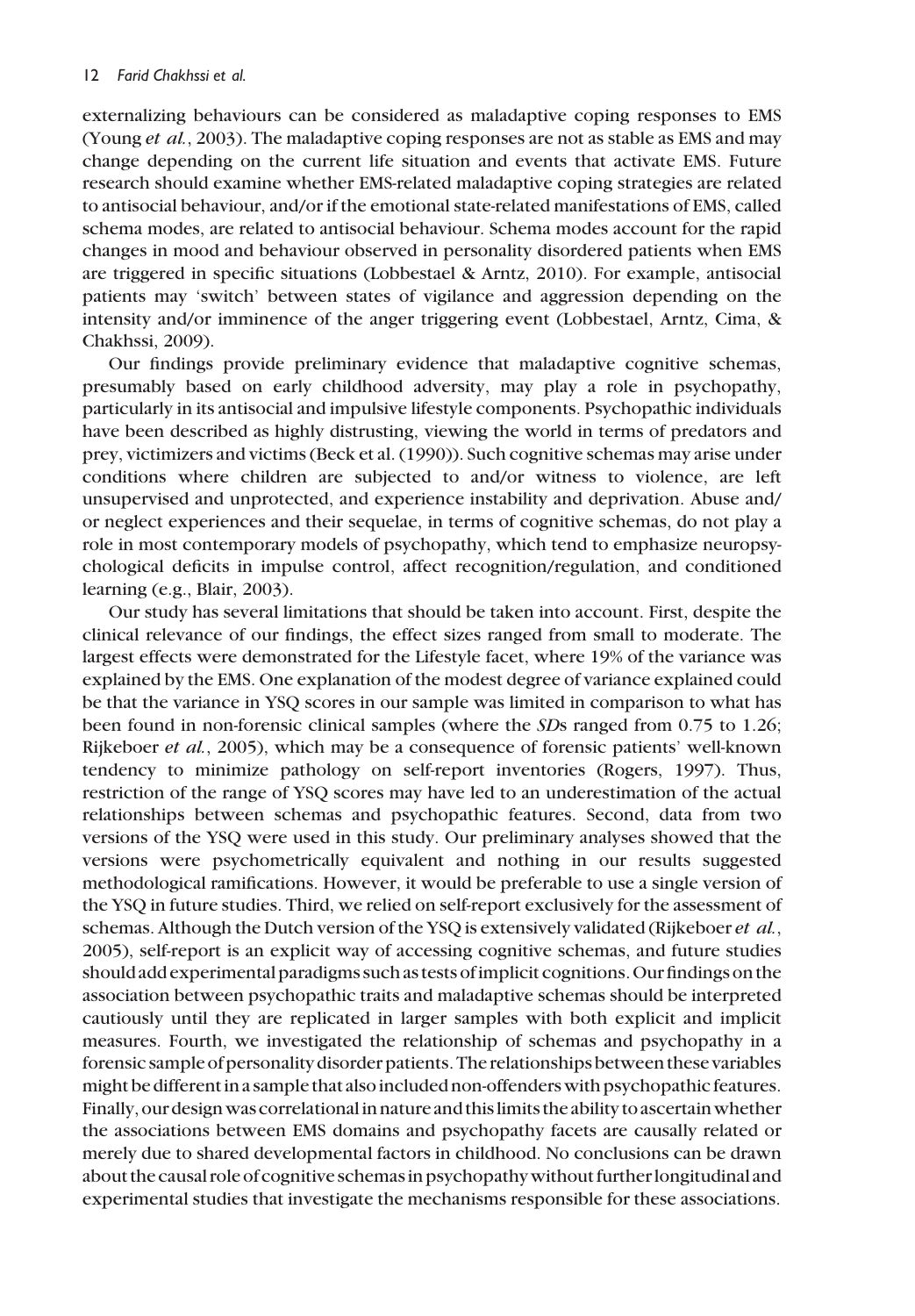externalizing behaviours can be considered as maladaptive coping responses to EMS (Young *et al.*, 2003). The maladaptive coping responses are not as stable as EMS and may change depending on the current life situation and events that activate EMS. Future research should examine whether EMS-related maladaptive coping strategies are related to antisocial behaviour, and/or if the emotional state-related manifestations of EMS, called schema modes, are related to antisocial behaviour. Schema modes account for the rapid changes in mood and behaviour observed in personality disordered patients when EMS are triggered in specific situations (Lobbestael & Arntz, 2010). For example, antisocial patients may 'switch' between states of vigilance and aggression depending on the intensity and/or imminence of the anger triggering event (Lobbestael, Arntz, Cima, & Chakhssi, 2009).

Our findings provide preliminary evidence that maladaptive cognitive schemas, presumably based on early childhood adversity, may play a role in psychopathy, particularly in its antisocial and impulsive lifestyle components. Psychopathic individuals have been described as highly distrusting, viewing the world in terms of predators and prey, victimizers and victims (Beck et al. (1990)). Such cognitive schemas may arise under conditions where children are subjected to and/or witness to violence, are left unsupervised and unprotected, and experience instability and deprivation. Abuse and/or neglect experiences and their sequelae, in terms of cognitive schemas, do not play a role in most contemporary models of psychopathy, which tend to emphasize neuropsychological deficits in impulse control, affect recognition/regulation, and conditioned learning (e.g., Blair, 2003).

Our study has several limitations that should be taken into account. First, despite the clinical relevance of our findings, the effect sizes ranged from small to moderate. The largest effects were demonstrated for the Lifestyle facet, where 19% of the variance was explained by the EMS. One explanation of the modest degree of variance explained could be that the variance in YSQ scores in our sample was limited in comparison to what has been found in non-forensic clinical samples (where the *SD*s ranged from 0.75 to 1.26; Rijkeboer *et al.*, 2005), which may be a consequence of forensic patients' well-known tendency to minimize pathology on self-report inventories (Rogers, 1997). Thus, restriction of the range of YSQ scores may have led to an underestimation of the actual relationships between schemas and psychopathic features. Second, data from two versions of the YSQ were used in this study. Our preliminary analyses showed that the versions were psychometrically equivalent and nothing in our results suggested methodological ramifications. However, it would be preferable to use a single version of the YSQ in future studies. Third, we relied on self-report exclusively for the assessment of schemas. Although the Dutch version of the YSQ is extensively validated (Rijkeboer *et al.*, 2005), self-report is an explicit way of accessing cognitive schemas, and future studies should add experimental paradigms such as tests of implicit cognitions. Our findings on the association between psychopathic traits and maladaptive schemas should be interpreted cautiously until they are replicated in larger samples with both explicit and implicit measures. Fourth, we investigated the relationship of schemas and psychopathy in a forensic sample of personality disorder patients. The relationships between these variables might be different in a sample that also included non-offenders with psychopathic features. Finally, our design was correlational in nature and this limits the ability to ascertain whether the associations between EMS domains and psychopathy facets are causally related or merely due to shared developmental factors in childhood. No conclusions can be drawn about the causal role of cognitive schemas in psychopathy without further longitudinal and experimental studies that investigate the mechanisms responsible for these associations.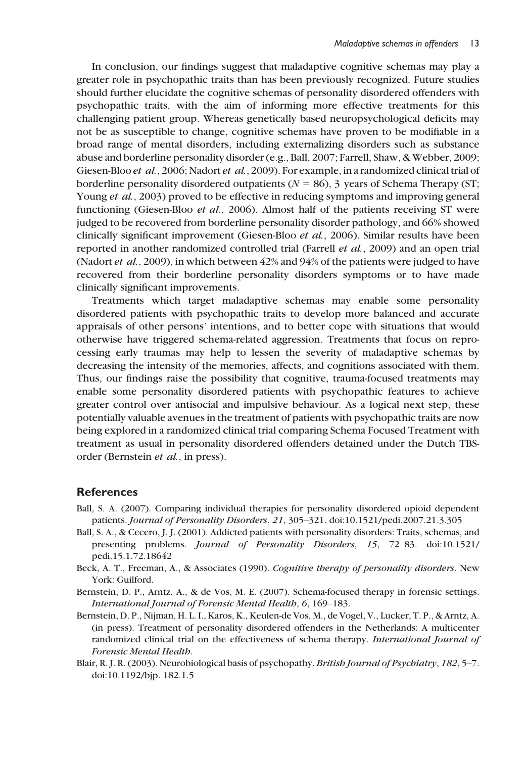In conclusion, our findings suggest that maladaptive cognitive schemas may play a greater role in psychopathic traits than has been previously recognized. Future studies should further elucidate the cognitive schemas of personality disordered offenders with psychopathic traits, with the aim of informing more effective treatments for this challenging patient group. Whereas genetically based neuropsychological deficits may not be as susceptible to change, cognitive schemas have proven to be modifiable in a broad range of mental disorders, including externalizing disorders such as substance abuse and borderline personality disorder (e.g., Ball, 2007; Farrell, Shaw, & Webber, 2009; Giesen-Bloo *et al.*, 2006; Nadort *et al.*, 2009). For example, in a randomized clinical trial of borderline personality disordered outpatients ($N = 86$), 3 years of Schema Therapy (ST; Young *et al.*, 2003) proved to be effective in reducing symptoms and improving general functioning (Giesen-Bloo *et al.*, 2006). Almost half of the patients receiving ST were judged to be recovered from borderline personality disorder pathology, and 66% showed clinically significant improvement (Giesen-Bloo *et al.*, 2006). Similar results have been reported in another randomized controlled trial (Farrell *et al.*, 2009) and an open trial (Nadort *et al.*, 2009), in which between 42% and 94% of the patients were judged to have recovered from their borderline personality disorders symptoms or to have made clinically significant improvements.

Treatments which target maladaptive schemas may enable some personality disordered patients with psychopathic traits to develop more balanced and accurate appraisals of other persons' intentions, and to better cope with situations that would otherwise have triggered schema-related aggression. Treatments that focus on reprocessing early traumas may help to lessen the severity of maladaptive schemas by decreasing the intensity of the memories, affects, and cognitions associated with them. Thus, our findings raise the possibility that cognitive, trauma-focused treatments may enable some personality disordered patients with psychopathic features to achieve greater control over antisocial and impulsive behaviour. As a logical next step, these potentially valuable avenues in the treatment of patients with psychopathic traits are now being explored in a randomized clinical trial comparing Schema Focused Treatment with treatment as usual in personality disordered offenders detained under the Dutch TBS-order (Bernstein *et al.*, in press).

## References

Ball, S. A. (2007). Comparing individual therapies for personality disordered opioid dependent patients. *Journal of Personality Disorders*, *21*, 305–321. doi:10.1521/pedi.2007.21.3.305

Ball, S. A., & Cecero, J. J. (2001). Addicted patients with personality disorders: Traits, schemas, and presenting problems. *Journal of Personality Disorders*, *15*, 72–83. doi:10.1521/pedi.15.1.72.18642

Beck, A. T., Freeman, A., & Associates (1990). *Cognitive therapy of personality disorders*. New York: Guilford.

Bernstein, D. P., Arntz, A., & de Vos, M. E. (2007). Schema-focused therapy in forensic settings. *International Journal of Forensic Mental Health*, *6*, 169–183.

Bernstein, D. P., Nijman, H. L. I., Karos, K., Keulen-de Vos, M., de Vogel, V., Lucker, T. P., & Arntz, A. (in press). Treatment of personality disordered offenders in the Netherlands: A multicenter randomized clinical trial on the effectiveness of schema therapy. *International Journal of Forensic Mental Health*.

Blair, R. J. R. (2003). Neurobiological basis of psychopathy. *British Journal of Psychiatry*, *182*, 5–7. doi:10.1192/bjp. 182.1.5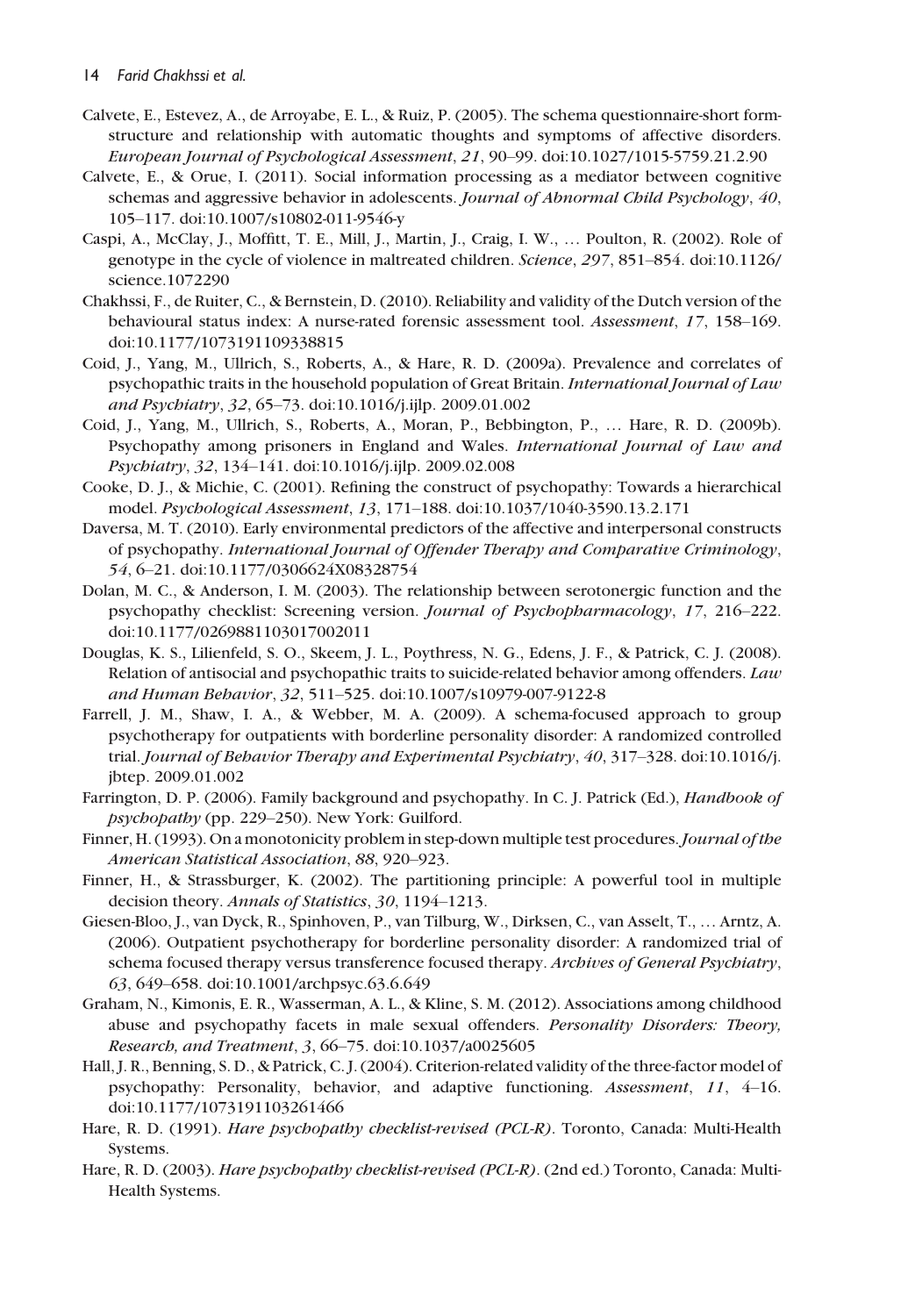Calvete, E., Estevez, A., de Arroyabe, E. L., & Ruiz, P. (2005). The schema questionnaire-short form-structure and relationship with automatic thoughts and symptoms of affective disorders. *European Journal of Psychological Assessment*, *21*, 90–99. doi:10.1027/1015-5759.21.2.90

Calvete, E., & Orue, I. (2011). Social information processing as a mediator between cognitive schemas and aggressive behavior in adolescents. *Journal of Abnormal Child Psychology*, *40*, 105–117. doi:10.1007/s10802-011-9546-y

Caspi, A., McClay, J., Moffitt, T. E., Mill, J., Martin, J., Craig, I. W., … Poulton, R. (2002). Role of genotype in the cycle of violence in maltreated children. *Science*, *297*, 851–854. doi:10.1126/science.1072290

Chakhssi, F., de Ruiter, C., & Bernstein, D. (2010). Reliability and validity of the Dutch version of the behavioural status index: A nurse-rated forensic assessment tool. *Assessment*, *17*, 158–169. doi:10.1177/1073191109338815

Coid, J., Yang, M., Ullrich, S., Roberts, A., & Hare, R. D. (2009a). Prevalence and correlates of psychopathic traits in the household population of Great Britain. *International Journal of Law and Psychiatry*, *32*, 65–73. doi:10.1016/j.ijlp. 2009.01.002

Coid, J., Yang, M., Ullrich, S., Roberts, A., Moran, P., Bebbington, P., … Hare, R. D. (2009b). Psychopathy among prisoners in England and Wales. *International Journal of Law and Psychiatry*, *32*, 134–141. doi:10.1016/j.ijlp. 2009.02.008

Cooke, D. J., & Michie, C. (2001). Refining the construct of psychopathy: Towards a hierarchical model. *Psychological Assessment*, *13*, 171–188. doi:10.1037/1040-3590.13.2.171

Daversa, M. T. (2010). Early environmental predictors of the affective and interpersonal constructs of psychopathy. *International Journal of Offender Therapy and Comparative Criminology*, *54*, 6–21. doi:10.1177/0306624X08328754

Dolan, M. C., & Anderson, I. M. (2003). The relationship between serotonergic function and the psychopathy checklist: Screening version. *Journal of Psychopharmacology*, *17*, 216–222. doi:10.1177/0269881103017002011

Douglas, K. S., Lilienfeld, S. O., Skeem, J. L., Poythress, N. G., Edens, J. F., & Patrick, C. J. (2008). Relation of antisocial and psychopathic traits to suicide-related behavior among offenders. *Law and Human Behavior*, *32*, 511–525. doi:10.1007/s10979-007-9122-8

Farrell, J. M., Shaw, I. A., & Webber, M. A. (2009). A schema-focused approach to group psychotherapy for outpatients with borderline personality disorder: A randomized controlled trial. *Journal of Behavior Therapy and Experimental Psychiatry*, *40*, 317–328. doi:10.1016/j.jbtep. 2009.01.002

Farrington, D. P. (2006). Family background and psychopathy. In C. J. Patrick (Ed.), *Handbook of psychopathy* (pp. 229–250). New York: Guilford.

Finner, H. (1993). On a monotonicity problem in step-down multiple test procedures. *Journal of the American Statistical Association*, *88*, 920–923.

Finner, H., & Strassburger, K. (2002). The partitioning principle: A powerful tool in multiple decision theory. *Annals of Statistics*, *30*, 1194–1213.

Giesen-Bloo, J., van Dyck, R., Spinhoven, P., van Tilburg, W., Dirksen, C., van Asselt, T., … Arntz, A. (2006). Outpatient psychotherapy for borderline personality disorder: A randomized trial of schema focused therapy versus transference focused therapy. *Archives of General Psychiatry*, *63*, 649–658. doi:10.1001/archpsyc.63.6.649

Graham, N., Kimonis, E. R., Wasserman, A. L., & Kline, S. M. (2012). Associations among childhood abuse and psychopathy facets in male sexual offenders. *Personality Disorders: Theory, Research, and Treatment*, *3*, 66–75. doi:10.1037/a0025605

Hall, J. R., Benning, S. D., & Patrick, C. J. (2004). Criterion-related validity of the three-factor model of psychopathy: Personality, behavior, and adaptive functioning. *Assessment*, *11*, 4–16. doi:10.1177/1073191103261466

Hare, R. D. (1991). *Hare psychopathy checklist-revised (PCL-R)*. Toronto, Canada: Multi-Health Systems.

Hare, R. D. (2003). *Hare psychopathy checklist-revised (PCL-R)*. (2nd ed.) Toronto, Canada: Multi-Health Systems.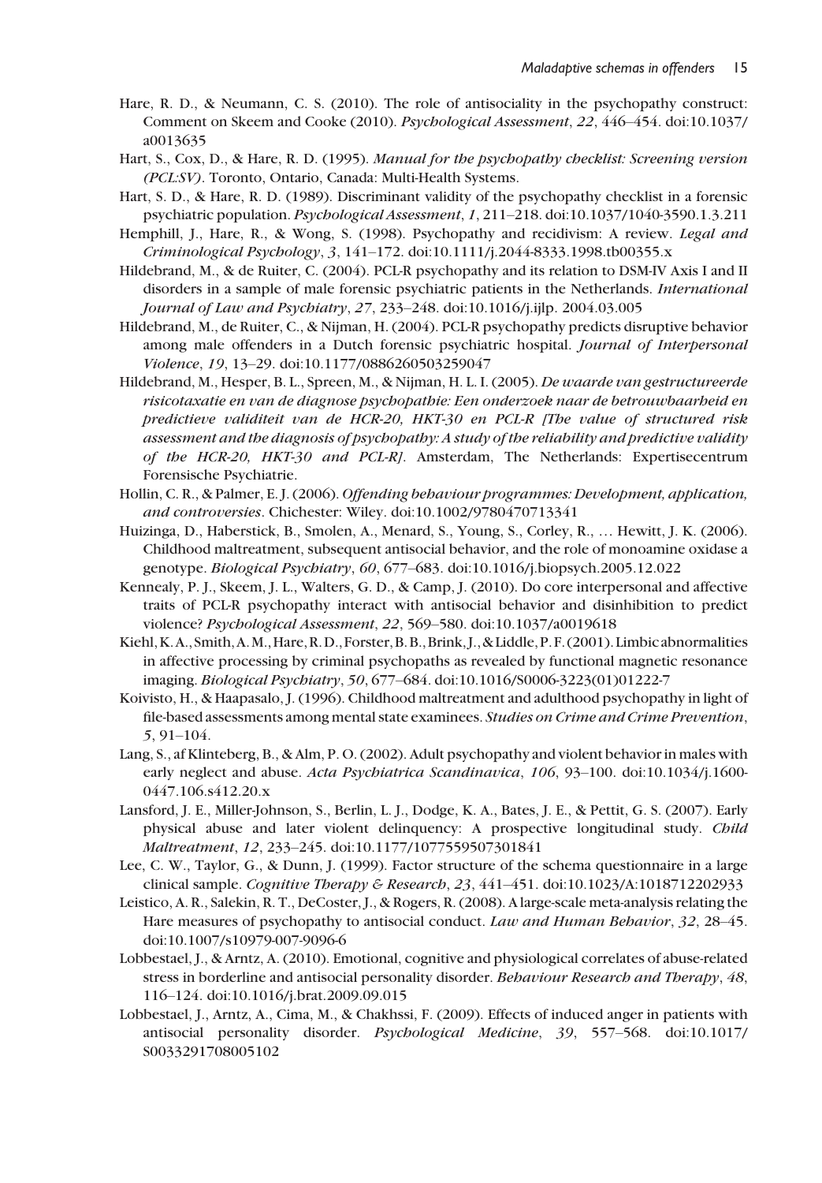Hare, R. D., & Neumann, C. S. (2010). The role of antisociality in the psychopathy construct: Comment on Skeem and Cooke (2010). *Psychological Assessment*, *22*, 446–454. doi:10.1037/a0013635

Hart, S., Cox, D., & Hare, R. D. (1995). *Manual for the psychopathy checklist: Screening version (PCL:SV)*. Toronto, Ontario, Canada: Multi-Health Systems.

Hart, S. D., & Hare, R. D. (1989). Discriminant validity of the psychopathy checklist in a forensic psychiatric population. *Psychological Assessment*, *1*, 211–218. doi:10.1037/1040-3590.1.3.211

Hemphill, J., Hare, R., & Wong, S. (1998). Psychopathy and recidivism: A review. *Legal and Criminological Psychology*, *3*, 141–172. doi:10.1111/j.2044-8333.1998.tb00355.x

Hildebrand, M., & de Ruiter, C. (2004). PCL-R psychopathy and its relation to DSM-IV Axis I and II disorders in a sample of male forensic psychiatric patients in the Netherlands. *International Journal of Law and Psychiatry*, *27*, 233–248. doi:10.1016/j.ijlp. 2004.03.005

Hildebrand, M., de Ruiter, C., & Nijman, H. (2004). PCL-R psychopathy predicts disruptive behavior among male offenders in a Dutch forensic psychiatric hospital. *Journal of Interpersonal Violence*, *19*, 13–29. doi:10.1177/0886260503259047

Hildebrand, M., Hesper, B. L., Spreen, M., & Nijman, H. L. I. (2005). *De waarde van gestructureerde risicotaxatie en van de diagnose psychopathie: Een onderzoek naar de betrouwbaarheid en predictieve validiteit van de HCR-20, HKT-30 en PCL-R [The value of structured risk assessment and the diagnosis of psychopathy: A study of the reliability and predictive validity of the HCR-20, HKT-30 and PCL-R]*. Amsterdam, The Netherlands: Expertisecentrum Forensische Psychiatrie.

Hollin, C. R., & Palmer, E. J. (2006). *Offending behaviour programmes: Development, application, and controversies*. Chichester: Wiley. doi:10.1002/9780470713341

Huizinga, D., Haberstick, B., Smolen, A., Menard, S., Young, S., Corley, R., … Hewitt, J. K. (2006). Childhood maltreatment, subsequent antisocial behavior, and the role of monoamine oxidase a genotype. *Biological Psychiatry*, *60*, 677–683. doi:10.1016/j.biopsych.2005.12.022

Kennealy, P. J., Skeem, J. L., Walters, G. D., & Camp, J. (2010). Do core interpersonal and affective traits of PCL-R psychopathy interact with antisocial behavior and disinhibition to predict violence? *Psychological Assessment*, *22*, 569–580. doi:10.1037/a0019618

Kiehl, K. A., Smith, A. M., Hare, R. D., Forster, B. B., Brink, J., & Liddle, P. F. (2001). Limbic abnormalities in affective processing by criminal psychopaths as revealed by functional magnetic resonance imaging. *Biological Psychiatry*, *50*, 677–684. doi:10.1016/S0006-3223(01)01222-7

Koivisto, H., & Haapasalo, J. (1996). Childhood maltreatment and adulthood psychopathy in light of file-based assessments among mental state examinees. *Studies on Crime and Crime Prevention*, *5*, 91–104.

Lang, S., af Klinteberg, B., & Alm, P. O. (2002). Adult psychopathy and violent behavior in males with early neglect and abuse. *Acta Psychiatrica Scandinavica*, *106*, 93–100. doi:10.1034/j.1600-0447.106.s412.20.x

Lansford, J. E., Miller-Johnson, S., Berlin, L. J., Dodge, K. A., Bates, J. E., & Pettit, G. S. (2007). Early physical abuse and later violent delinquency: A prospective longitudinal study. *Child Maltreatment*, *12*, 233–245. doi:10.1177/1077559507301841

Lee, C. W., Taylor, G., & Dunn, J. (1999). Factor structure of the schema questionnaire in a large clinical sample. *Cognitive Therapy & Research*, *23*, 441–451. doi:10.1023/A:1018712202933

Leistico, A. R., Salekin, R. T., DeCoster, J., & Rogers, R. (2008). A large-scale meta-analysis relating the Hare measures of psychopathy to antisocial conduct. *Law and Human Behavior*, *32*, 28–45. doi:10.1007/s10979-007-9096-6

Lobbestael, J., & Arntz, A. (2010). Emotional, cognitive and physiological correlates of abuse-related stress in borderline and antisocial personality disorder. *Behaviour Research and Therapy*, *48*, 116–124. doi:10.1016/j.brat.2009.09.015

Lobbestael, J., Arntz, A., Cima, M., & Chakhssi, F. (2009). Effects of induced anger in patients with antisocial personality disorder. *Psychological Medicine*, *39*, 557–568. doi:10.1017/S0033291708005102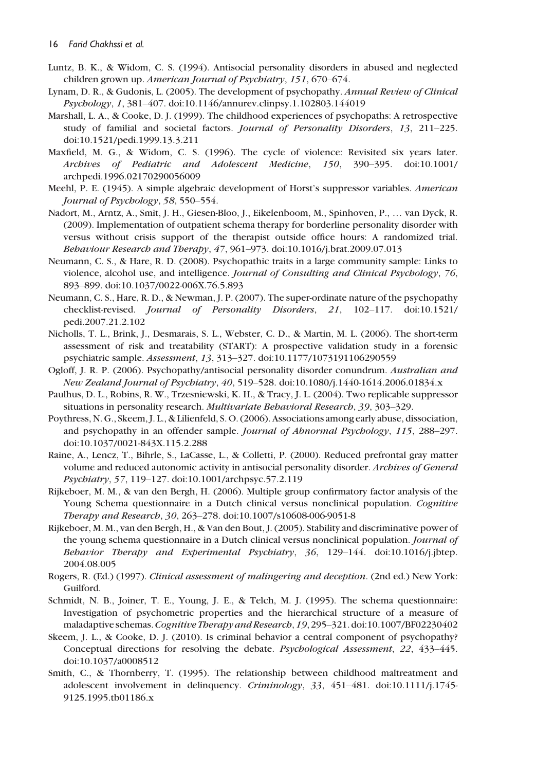Luntz, B. K., & Widom, C. S. (1994). Antisocial personality disorders in abused and neglected children grown up. *American Journal of Psychiatry*, *151*, 670–674.

Lynam, D. R., & Gudonis, L. (2005). The development of psychopathy. *Annual Review of Clinical Psychology*, *1*, 381–407. doi:10.1146/annurev.clinpsy.1.102803.144019

Marshall, L. A., & Cooke, D. J. (1999). The childhood experiences of psychopaths: A retrospective study of familial and societal factors. *Journal of Personality Disorders*, *13*, 211–225. doi:10.1521/pedi.1999.13.3.211

Maxfield, M. G., & Widom, C. S. (1996). The cycle of violence: Revisited six years later. *Archives of Pediatric and Adolescent Medicine*, *150*, 390–395. doi:10.1001/archpedi.1996.02170290056009

Meehl, P. E. (1945). A simple algebraic development of Horst's suppressor variables. *American Journal of Psychology*, *58*, 550–554.

Nadort, M., Arntz, A., Smit, J. H., Giesen-Bloo, J., Eikelenboom, M., Spinhoven, P., … van Dyck, R. (2009). Implementation of outpatient schema therapy for borderline personality disorder with versus without crisis support of the therapist outside office hours: A randomized trial. *Behaviour Research and Therapy*, *47*, 961–973. doi:10.1016/j.brat.2009.07.013

Neumann, C. S., & Hare, R. D. (2008). Psychopathic traits in a large community sample: Links to violence, alcohol use, and intelligence. *Journal of Consulting and Clinical Psychology*, *76*, 893–899. doi:10.1037/0022-006X.76.5.893

Neumann, C. S., Hare, R. D., & Newman, J. P. (2007). The super-ordinate nature of the psychopathy checklist-revised. *Journal of Personality Disorders*, *21*, 102–117. doi:10.1521/pedi.2007.21.2.102

Nicholls, T. L., Brink, J., Desmarais, S. L., Webster, C. D., & Martin, M. L. (2006). The short-term assessment of risk and treatability (START): A prospective validation study in a forensic psychiatric sample. *Assessment*, *13*, 313–327. doi:10.1177/1073191106290559

Ogloff, J. R. P. (2006). Psychopathy/antisocial personality disorder conundrum. *Australian and New Zealand Journal of Psychiatry*, *40*, 519–528. doi:10.1080/j.1440-1614.2006.01834.x

Paulhus, D. L., Robins, R. W., Trzesniewski, K. H., & Tracy, J. L. (2004). Two replicable suppressor situations in personality research. *Multivariate Behavioral Research*, *39*, 303–329.

Poythress, N. G., Skeem, J. L., & Lilienfeld, S. O. (2006). Associations among early abuse, dissociation, and psychopathy in an offender sample. *Journal of Abnormal Psychology*, *115*, 288–297. doi:10.1037/0021-843X.115.2.288

Raine, A., Lencz, T., Bihrle, S., LaCasse, L., & Colletti, P. (2000). Reduced prefrontal gray matter volume and reduced autonomic activity in antisocial personality disorder. *Archives of General Psychiatry*, *57*, 119–127. doi:10.1001/archpsyc.57.2.119

Rijkeboer, M. M., & van den Bergh, H. (2006). Multiple group confirmatory factor analysis of the Young Schema questionnaire in a Dutch clinical versus nonclinical population. *Cognitive Therapy and Research*, *30*, 263–278. doi:10.1007/s10608-006-9051-8

Rijkeboer, M. M., van den Bergh, H., & Van den Bout, J. (2005). Stability and discriminative power of the young schema questionnaire in a Dutch clinical versus nonclinical population. *Journal of Behavior Therapy and Experimental Psychiatry*, *36*, 129–144. doi:10.1016/j.jbtep.2004.08.005

Rogers, R. (Ed.) (1997). *Clinical assessment of malingering and deception*. (2nd ed.) New York: Guilford.

Schmidt, N. B., Joiner, T. E., Young, J. E., & Telch, M. J. (1995). The schema questionnaire: Investigation of psychometric properties and the hierarchical structure of a measure of maladaptive schemas. *Cognitive Therapy and Research*, *19*, 295–321. doi:10.1007/BF02230402

Skeem, J. L., & Cooke, D. J. (2010). Is criminal behavior a central component of psychopathy? Conceptual directions for resolving the debate. *Psychological Assessment*, *22*, 433–445. doi:10.1037/a0008512

Smith, C., & Thornberry, T. (1995). The relationship between childhood maltreatment and adolescent involvement in delinquency. *Criminology*, *33*, 451–481. doi:10.1111/j.1745-9125.1995.tb01186.x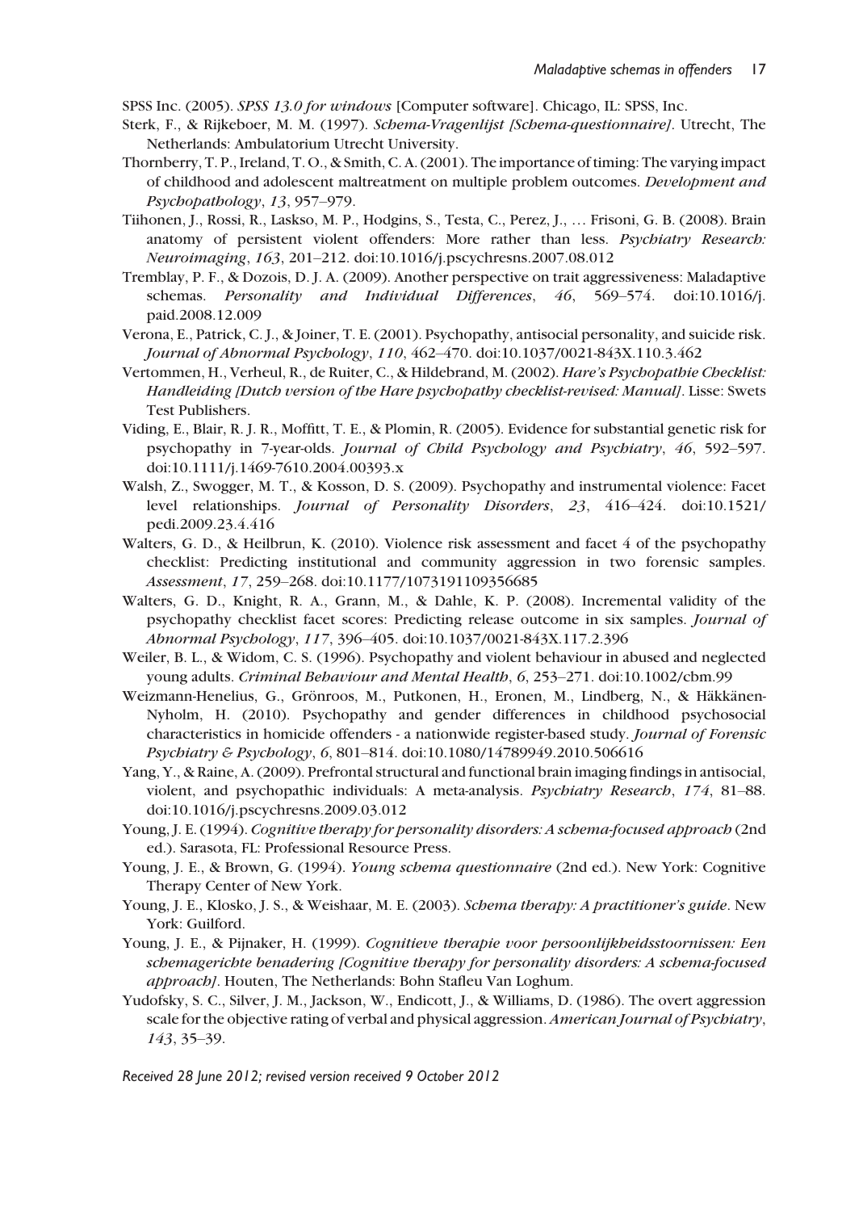SPSS Inc. (2005). *SPSS 13.0 for windows* [Computer software]. Chicago, IL: SPSS, Inc.

Sterk, F., & Rijkeboer, M. M. (1997). *Schema-Vragenlijst [Schema-questionnaire]*. Utrecht, The Netherlands: Ambulatorium Utrecht University.

Thornberry, T. P., Ireland, T. O., & Smith, C. A. (2001). The importance of timing: The varying impact of childhood and adolescent maltreatment on multiple problem outcomes. *Development and Psychopathology*, *13*, 957–979.

Tiihonen, J., Rossi, R., Laskso, M. P., Hodgins, S., Testa, C., Perez, J., … Frisoni, G. B. (2008). Brain anatomy of persistent violent offenders: More rather than less. *Psychiatry Research: Neuroimaging*, *163*, 201–212. doi:10.1016/j.pscychresns.2007.08.012

Tremblay, P. F., & Dozois, D. J. A. (2009). Another perspective on trait aggressiveness: Maladaptive schemas. *Personality and Individual Differences*, *46*, 569–574. doi:10.1016/j.paid.2008.12.009

Verona, E., Patrick, C. J., & Joiner, T. E. (2001). Psychopathy, antisocial personality, and suicide risk. *Journal of Abnormal Psychology*, *110*, 462–470. doi:10.1037/0021-843X.110.3.462

Vertommen, H., Verheul, R., de Ruiter, C., & Hildebrand, M. (2002). *Hare's Psychopathie Checklist: Handleiding [Dutch version of the Hare psychopathy checklist-revised: Manual]*. Lisse: Swets Test Publishers.

Viding, E., Blair, R. J. R., Moffitt, T. E., & Plomin, R. (2005). Evidence for substantial genetic risk for psychopathy in 7-year-olds. *Journal of Child Psychology and Psychiatry*, *46*, 592–597. doi:10.1111/j.1469-7610.2004.00393.x

Walsh, Z., Swogger, M. T., & Kosson, D. S. (2009). Psychopathy and instrumental violence: Facet level relationships. *Journal of Personality Disorders*, *23*, 416–424. doi:10.1521/pedi.2009.23.4.416

Walters, G. D., & Heilbrun, K. (2010). Violence risk assessment and facet 4 of the psychopathy checklist: Predicting institutional and community aggression in two forensic samples. *Assessment*, *17*, 259–268. doi:10.1177/1073191109356685

Walters, G. D., Knight, R. A., Grann, M., & Dahle, K. P. (2008). Incremental validity of the psychopathy checklist facet scores: Predicting release outcome in six samples. *Journal of Abnormal Psychology*, *117*, 396–405. doi:10.1037/0021-843X.117.2.396

Weiler, B. L., & Widom, C. S. (1996). Psychopathy and violent behaviour in abused and neglected young adults. *Criminal Behaviour and Mental Health*, *6*, 253–271. doi:10.1002/cbm.99

Weizmann-Henelius, G., Grönroos, M., Putkonen, H., Eronen, M., Lindberg, N., & Häkkänen-Nyholm, H. (2010). Psychopathy and gender differences in childhood psychosocial characteristics in homicide offenders - a nationwide register-based study. *Journal of Forensic Psychiatry & Psychology*, *6*, 801–814. doi:10.1080/14789949.2010.506616

Yang, Y., & Raine, A. (2009). Prefrontal structural and functional brain imaging findings in antisocial, violent, and psychopathic individuals: A meta-analysis. *Psychiatry Research*, *174*, 81–88. doi:10.1016/j.pscychresns.2009.03.012

Young, J. E. (1994). *Cognitive therapy for personality disorders: A schema-focused approach* (2nd ed.). Sarasota, FL: Professional Resource Press.

Young, J. E., & Brown, G. (1994). *Young schema questionnaire* (2nd ed.). New York: Cognitive Therapy Center of New York.

Young, J. E., Klosko, J. S., & Weishaar, M. E. (2003). *Schema therapy: A practitioner's guide*. New York: Guilford.

Young, J. E., & Pijnaker, H. (1999). *Cognitieve therapie voor persoonlijkheidsstoornissen: Een schemagerichte benadering [Cognitive therapy for personality disorders: A schema-focused approach]*. Houten, The Netherlands: Bohn Stafleu Van Loghum.

Yudofsky, S. C., Silver, J. M., Jackson, W., Endicott, J., & Williams, D. (1986). The overt aggression scale for the objective rating of verbal and physical aggression. *American Journal of Psychiatry*, *143*, 35–39.

*Received 28 June 2012; revised version received 9 October 2012*